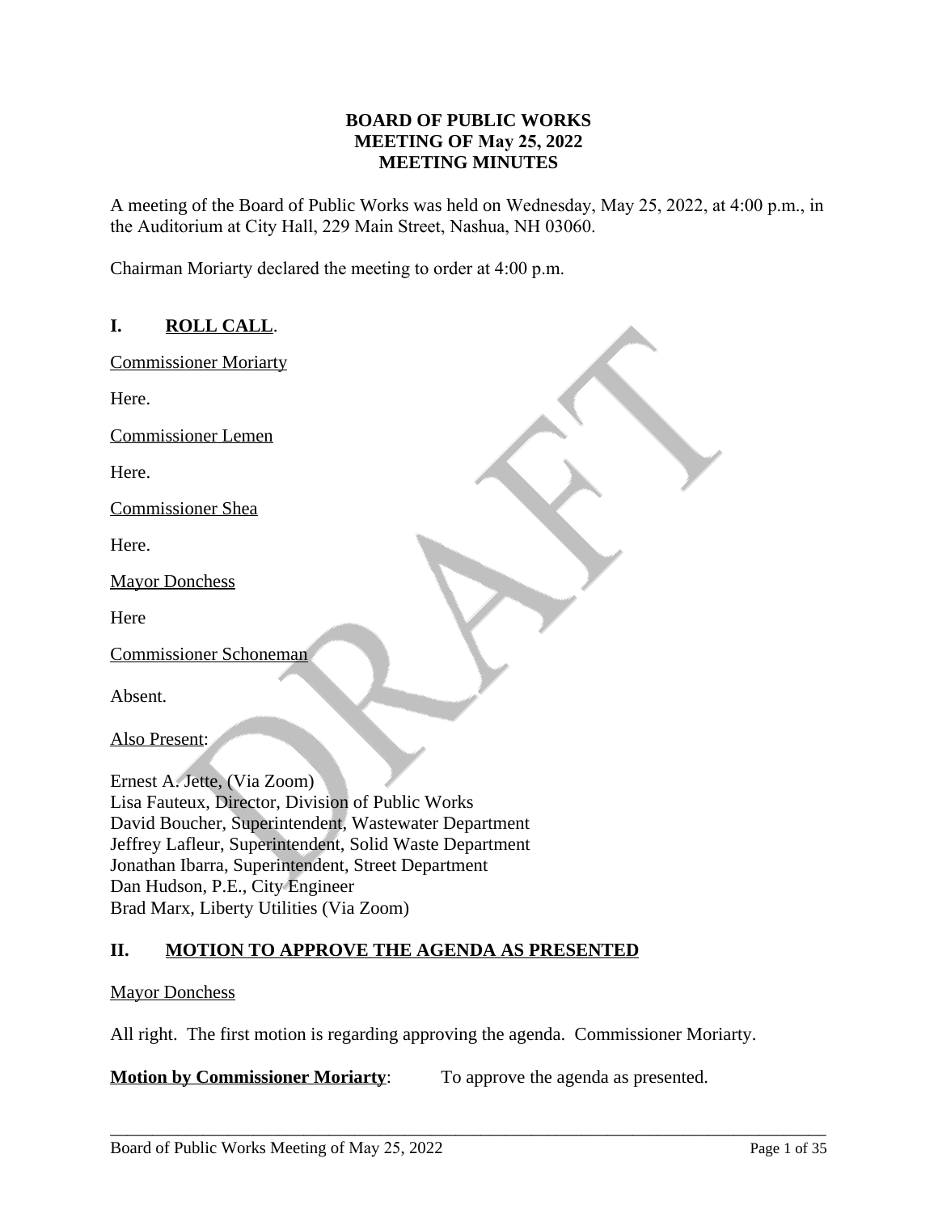**BOARD OF PUBLIC WORKS**
**MEETING OF May 25, 2022**
**MEETING MINUTES**

A meeting of the Board of Public Works was held on Wednesday, May 25, 2022, at 4:00 p.m., in the Auditorium at City Hall, 229 Main Street, Nashua, NH 03060.

Chairman Moriarty declared the meeting to order at 4:00 p.m.

## I. ROLL CALL.

Commissioner Moriarty

Here.

Commissioner Lemen

Here.

Commissioner Shea

Here.

Mayor Donchess

Here

Commissioner Schoneman

Absent.

Also Present:

Ernest A. Jette, (Via Zoom)
Lisa Fauteux, Director, Division of Public Works
David Boucher, Superintendent, Wastewater Department
Jeffrey Lafleur, Superintendent, Solid Waste Department
Jonathan Ibarra, Superintendent, Street Department
Dan Hudson, P.E., City Engineer
Brad Marx, Liberty Utilities (Via Zoom)

## II. MOTION TO APPROVE THE AGENDA AS PRESENTED

Mayor Donchess

All right. The first motion is regarding approving the agenda. Commissioner Moriarty.

**Motion by Commissioner Moriarty**: To approve the agenda as presented.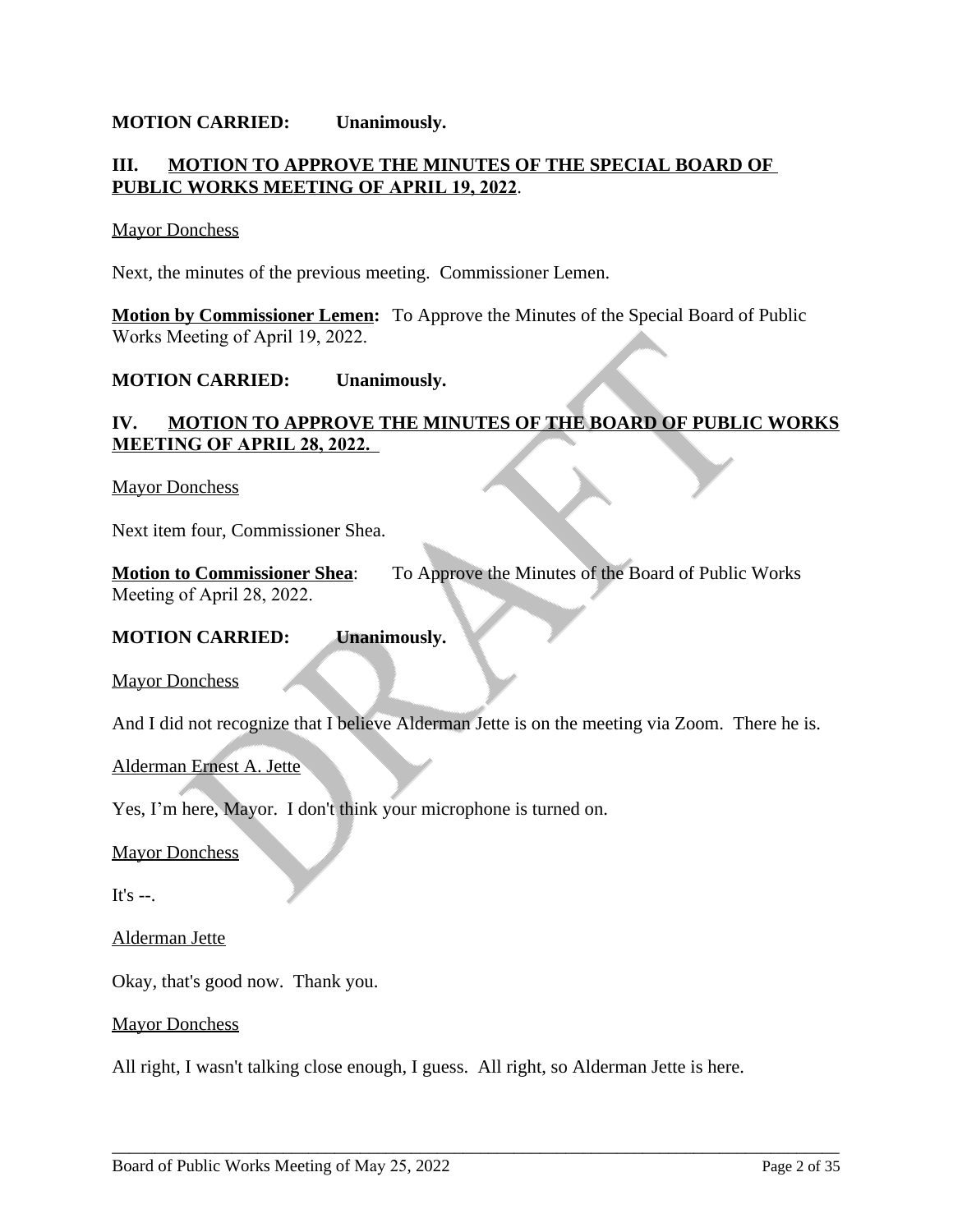**MOTION CARRIED: Unanimously.**

## III. MOTION TO APPROVE THE MINUTES OF THE SPECIAL BOARD OF PUBLIC WORKS MEETING OF APRIL 19, 2022.

Mayor Donchess

Next, the minutes of the previous meeting. Commissioner Lemen.

**Motion by Commissioner Lemen:** To Approve the Minutes of the Special Board of Public Works Meeting of April 19, 2022.

**MOTION CARRIED: Unanimously.**

## IV. MOTION TO APPROVE THE MINUTES OF THE BOARD OF PUBLIC WORKS MEETING OF APRIL 28, 2022.

Mayor Donchess

Next item four, Commissioner Shea.

**Motion to Commissioner Shea**: To Approve the Minutes of the Board of Public Works Meeting of April 28, 2022.

**MOTION CARRIED: Unanimously.**

Mayor Donchess

And I did not recognize that I believe Alderman Jette is on the meeting via Zoom. There he is.

Alderman Ernest A. Jette

Yes, I'm here, Mayor. I don't think your microphone is turned on.

Mayor Donchess

It's --.

Alderman Jette

Okay, that's good now. Thank you.

Mayor Donchess

All right, I wasn't talking close enough, I guess. All right, so Alderman Jette is here.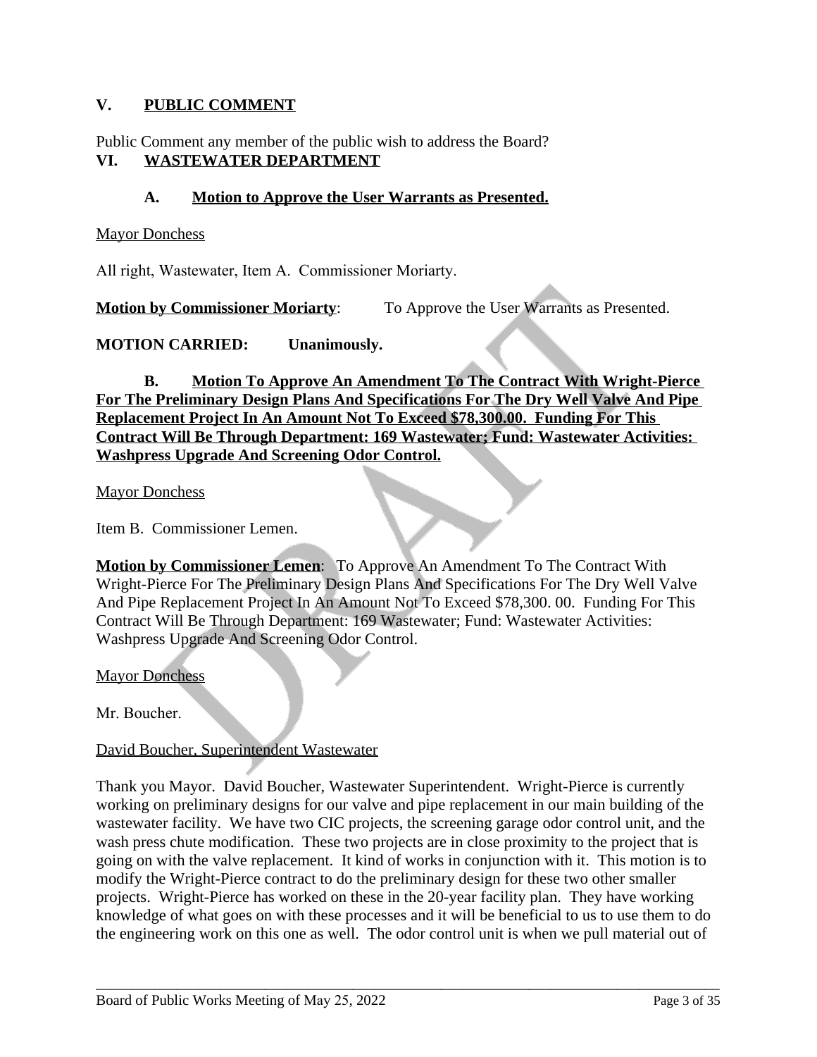## V. PUBLIC COMMENT

Public Comment any member of the public wish to address the Board?

## VI. WASTEWATER DEPARTMENT

### A. Motion to Approve the User Warrants as Presented.

Mayor Donchess

All right, Wastewater, Item A. Commissioner Moriarty.

**Motion by Commissioner Moriarty**: To Approve the User Warrants as Presented.

**MOTION CARRIED: Unanimously.**

### B. Motion To Approve An Amendment To The Contract With Wright-Pierce For The Preliminary Design Plans And Specifications For The Dry Well Valve And Pipe Replacement Project In An Amount Not To Exceed $78,300.00. Funding For This Contract Will Be Through Department: 169 Wastewater; Fund: Wastewater Activities: Washpress Upgrade And Screening Odor Control.

Mayor Donchess

Item B. Commissioner Lemen.

**Motion by Commissioner Lemen**: To Approve An Amendment To The Contract With Wright-Pierce For The Preliminary Design Plans And Specifications For The Dry Well Valve And Pipe Replacement Project In An Amount Not To Exceed $78,300. 00. Funding For This Contract Will Be Through Department: 169 Wastewater; Fund: Wastewater Activities: Washpress Upgrade And Screening Odor Control.

Mayor Donchess

Mr. Boucher.

David Boucher, Superintendent Wastewater

Thank you Mayor. David Boucher, Wastewater Superintendent. Wright-Pierce is currently working on preliminary designs for our valve and pipe replacement in our main building of the wastewater facility. We have two CIC projects, the screening garage odor control unit, and the wash press chute modification. These two projects are in close proximity to the project that is going on with the valve replacement. It kind of works in conjunction with it. This motion is to modify the Wright-Pierce contract to do the preliminary design for these two other smaller projects. Wright-Pierce has worked on these in the 20-year facility plan. They have working knowledge of what goes on with these processes and it will be beneficial to us to use them to do the engineering work on this one as well. The odor control unit is when we pull material out of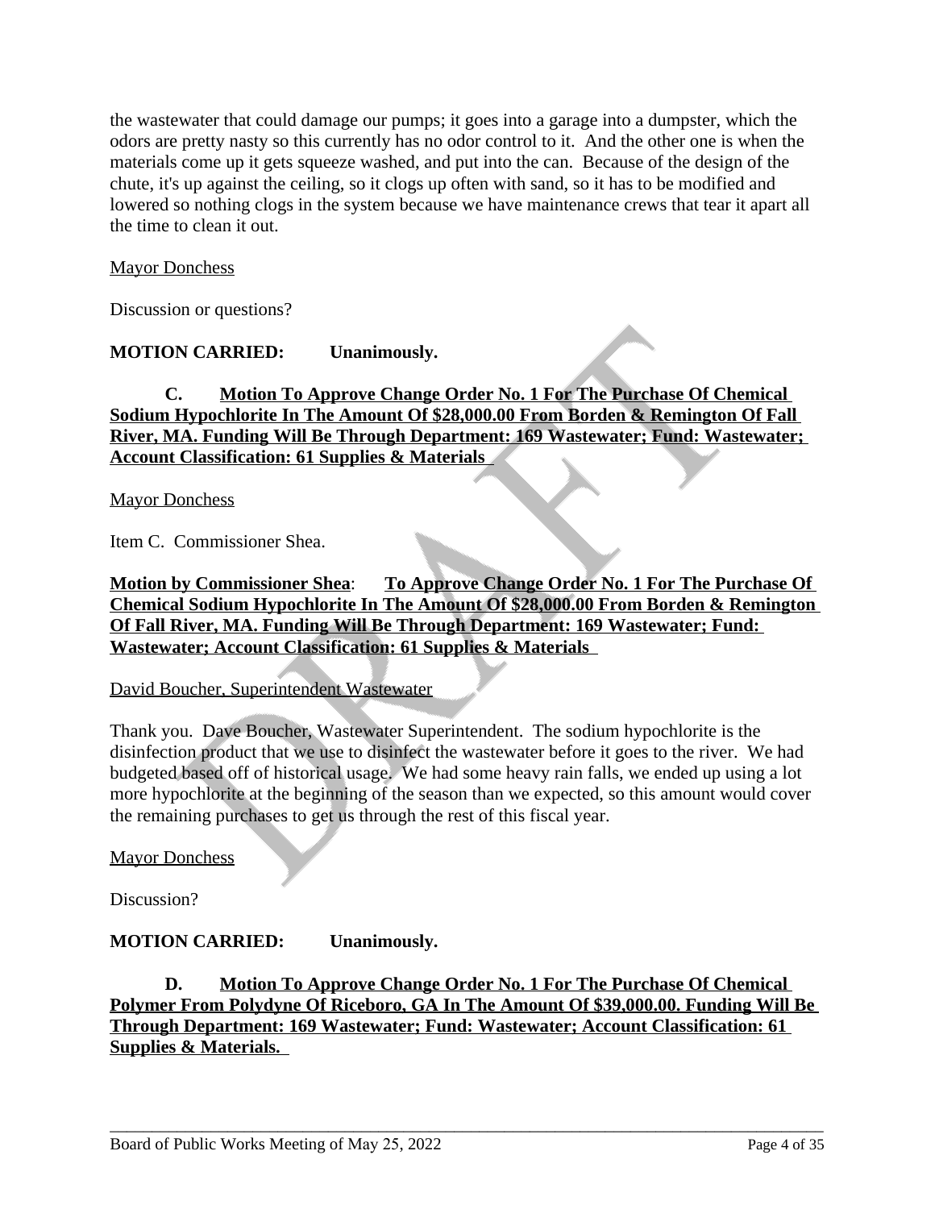the wastewater that could damage our pumps; it goes into a garage into a dumpster, which the odors are pretty nasty so this currently has no odor control to it. And the other one is when the materials come up it gets squeeze washed, and put into the can. Because of the design of the chute, it's up against the ceiling, so it clogs up often with sand, so it has to be modified and lowered so nothing clogs in the system because we have maintenance crews that tear it apart all the time to clean it out.

<u>Mayor Donchess</u>

Discussion or questions?

**MOTION CARRIED: Unanimously.**

**C. <u>Motion To Approve Change Order No. 1 For The Purchase Of Chemical Sodium Hypochlorite In The Amount Of $28,000.00 From Borden & Remington Of Fall River, MA. Funding Will Be Through Department: 169 Wastewater; Fund: Wastewater; Account Classification: 61 Supplies & Materials</u>**

<u>Mayor Donchess</u>

Item C. Commissioner Shea.

**<u>Motion by Commissioner Shea</u>: <u>To Approve Change Order No. 1 For The Purchase Of Chemical Sodium Hypochlorite In The Amount Of $28,000.00 From Borden & Remington Of Fall River, MA. Funding Will Be Through Department: 169 Wastewater; Fund: Wastewater; Account Classification: 61 Supplies & Materials</u>**

<u>David Boucher, Superintendent Wastewater</u>

Thank you. Dave Boucher, Wastewater Superintendent. The sodium hypochlorite is the disinfection product that we use to disinfect the wastewater before it goes to the river. We had budgeted based off of historical usage. We had some heavy rain falls, we ended up using a lot more hypochlorite at the beginning of the season than we expected, so this amount would cover the remaining purchases to get us through the rest of this fiscal year.

<u>Mayor Donchess</u>

Discussion?

**MOTION CARRIED: Unanimously.**

**D. <u>Motion To Approve Change Order No. 1 For The Purchase Of Chemical Polymer From Polydyne Of Riceboro, GA In The Amount Of $39,000.00. Funding Will Be Through Department: 169 Wastewater; Fund: Wastewater; Account Classification: 61 Supplies & Materials.</u>**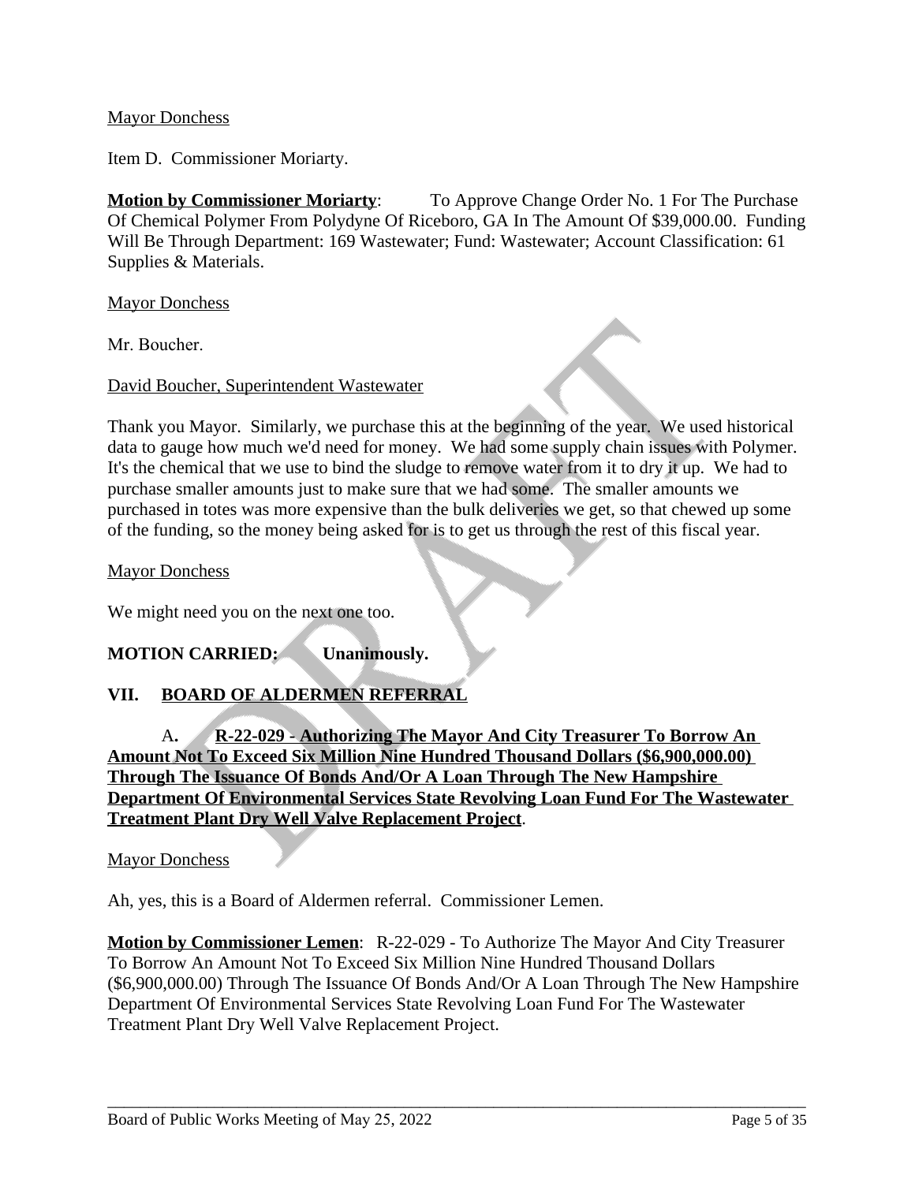Mayor Donchess

Item D. Commissioner Moriarty.

**Motion by Commissioner Moriarty**: To Approve Change Order No. 1 For The Purchase Of Chemical Polymer From Polydyne Of Riceboro, GA In The Amount Of $39,000.00. Funding Will Be Through Department: 169 Wastewater; Fund: Wastewater; Account Classification: 61 Supplies & Materials.

Mayor Donchess

Mr. Boucher.

David Boucher, Superintendent Wastewater

Thank you Mayor. Similarly, we purchase this at the beginning of the year. We used historical data to gauge how much we'd need for money. We had some supply chain issues with Polymer. It's the chemical that we use to bind the sludge to remove water from it to dry it up. We had to purchase smaller amounts just to make sure that we had some. The smaller amounts we purchased in totes was more expensive than the bulk deliveries we get, so that chewed up some of the funding, so the money being asked for is to get us through the rest of this fiscal year.

Mayor Donchess

We might need you on the next one too.

**MOTION CARRIED: Unanimously.**

## VII. BOARD OF ALDERMEN REFERRAL

A. **R-22-029 - Authorizing The Mayor And City Treasurer To Borrow An Amount Not To Exceed Six Million Nine Hundred Thousand Dollars ($6,900,000.00) Through The Issuance Of Bonds And/Or A Loan Through The New Hampshire Department Of Environmental Services State Revolving Loan Fund For The Wastewater Treatment Plant Dry Well Valve Replacement Project**.

Mayor Donchess

Ah, yes, this is a Board of Aldermen referral. Commissioner Lemen.

**Motion by Commissioner Lemen**: R-22-029 - To Authorize The Mayor And City Treasurer To Borrow An Amount Not To Exceed Six Million Nine Hundred Thousand Dollars ($6,900,000.00) Through The Issuance Of Bonds And/Or A Loan Through The New Hampshire Department Of Environmental Services State Revolving Loan Fund For The Wastewater Treatment Plant Dry Well Valve Replacement Project.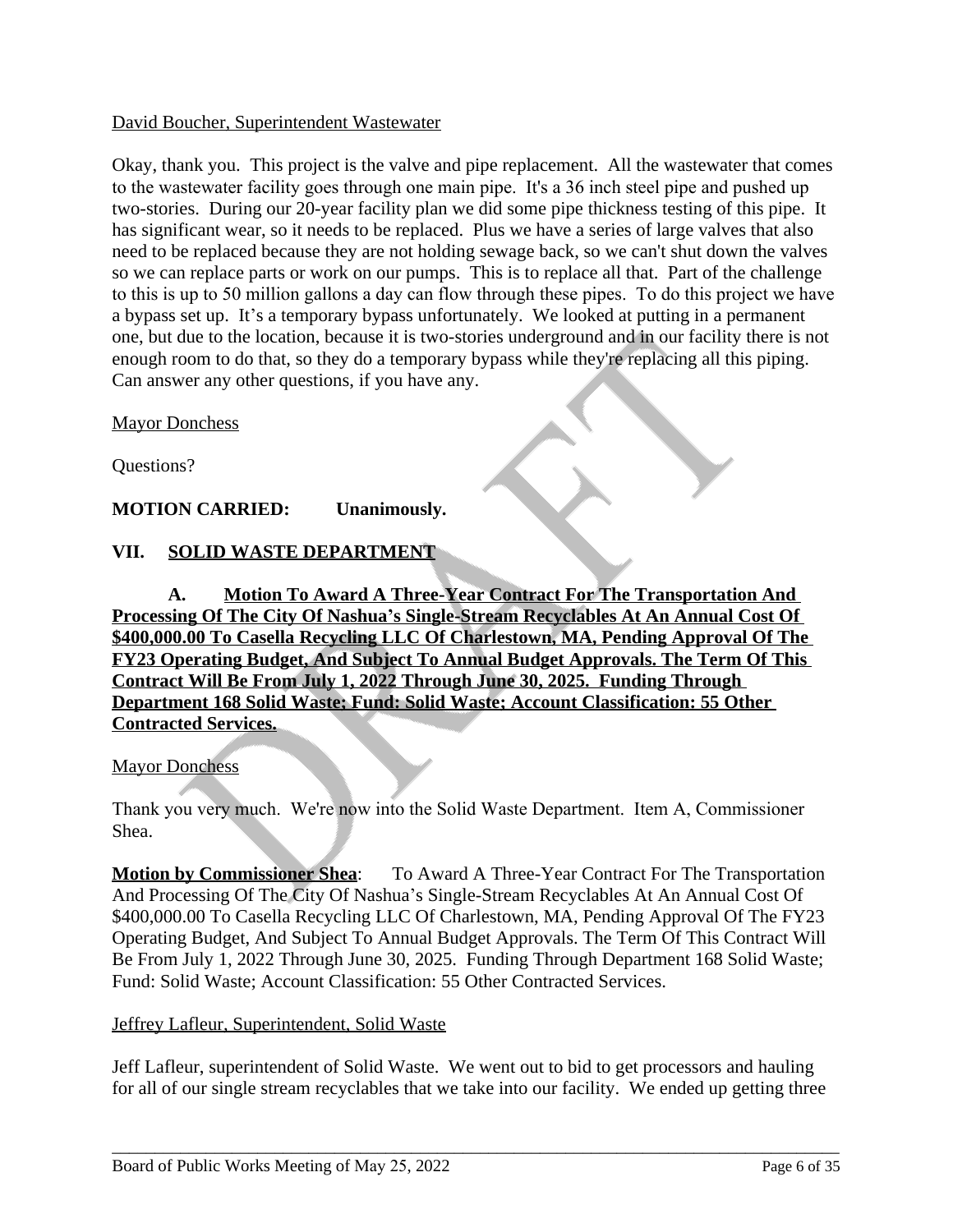David Boucher, Superintendent Wastewater

Okay, thank you. This project is the valve and pipe replacement. All the wastewater that comes to the wastewater facility goes through one main pipe. It's a 36 inch steel pipe and pushed up two-stories. During our 20-year facility plan we did some pipe thickness testing of this pipe. It has significant wear, so it needs to be replaced. Plus we have a series of large valves that also need to be replaced because they are not holding sewage back, so we can't shut down the valves so we can replace parts or work on our pumps. This is to replace all that. Part of the challenge to this is up to 50 million gallons a day can flow through these pipes. To do this project we have a bypass set up. It's a temporary bypass unfortunately. We looked at putting in a permanent one, but due to the location, because it is two-stories underground and in our facility there is not enough room to do that, so they do a temporary bypass while they're replacing all this piping. Can answer any other questions, if you have any.

Mayor Donchess

Questions?

**MOTION CARRIED: Unanimously.**

## VII. SOLID WASTE DEPARTMENT

**A. Motion To Award A Three-Year Contract For The Transportation And Processing Of The City Of Nashua's Single-Stream Recyclables At An Annual Cost Of $400,000.00 To Casella Recycling LLC Of Charlestown, MA, Pending Approval Of The FY23 Operating Budget, And Subject To Annual Budget Approvals. The Term Of This Contract Will Be From July 1, 2022 Through June 30, 2025. Funding Through Department 168 Solid Waste; Fund: Solid Waste; Account Classification: 55 Other Contracted Services.**

Mayor Donchess

Thank you very much. We're now into the Solid Waste Department. Item A, Commissioner Shea.

**Motion by Commissioner Shea**: To Award A Three-Year Contract For The Transportation And Processing Of The City Of Nashua's Single-Stream Recyclables At An Annual Cost Of $400,000.00 To Casella Recycling LLC Of Charlestown, MA, Pending Approval Of The FY23 Operating Budget, And Subject To Annual Budget Approvals. The Term Of This Contract Will Be From July 1, 2022 Through June 30, 2025. Funding Through Department 168 Solid Waste; Fund: Solid Waste; Account Classification: 55 Other Contracted Services.

Jeffrey Lafleur, Superintendent, Solid Waste

Jeff Lafleur, superintendent of Solid Waste. We went out to bid to get processors and hauling for all of our single stream recyclables that we take into our facility. We ended up getting three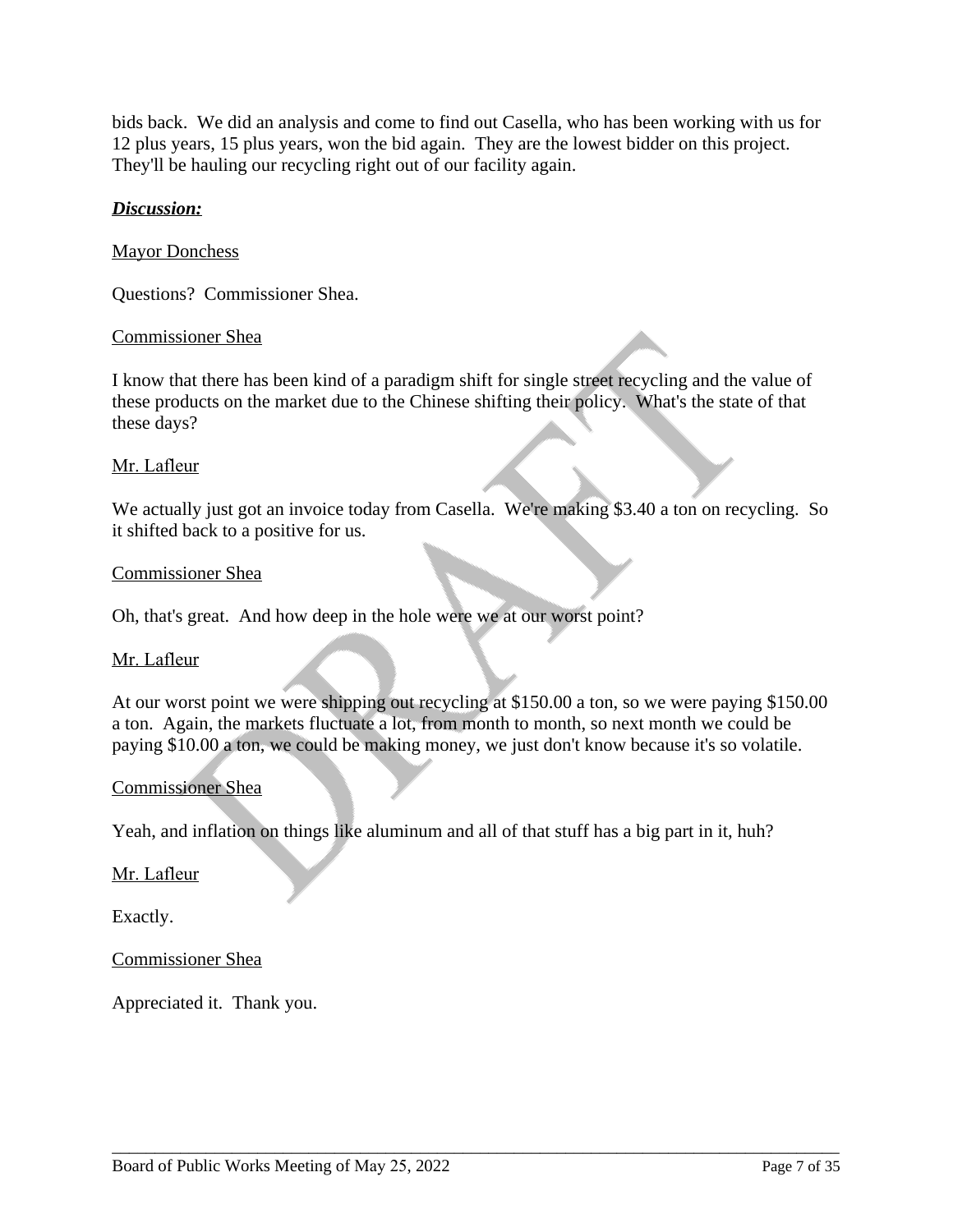bids back. We did an analysis and come to find out Casella, who has been working with us for 12 plus years, 15 plus years, won the bid again. They are the lowest bidder on this project. They'll be hauling our recycling right out of our facility again.

***Discussion:***

Mayor Donchess

Questions? Commissioner Shea.

Commissioner Shea

I know that there has been kind of a paradigm shift for single street recycling and the value of these products on the market due to the Chinese shifting their policy. What's the state of that these days?

Mr. Lafleur

We actually just got an invoice today from Casella. We're making $3.40 a ton on recycling. So it shifted back to a positive for us.

Commissioner Shea

Oh, that's great. And how deep in the hole were we at our worst point?

Mr. Lafleur

At our worst point we were shipping out recycling at $150.00 a ton, so we were paying $150.00 a ton. Again, the markets fluctuate a lot, from month to month, so next month we could be paying $10.00 a ton, we could be making money, we just don't know because it's so volatile.

Commissioner Shea

Yeah, and inflation on things like aluminum and all of that stuff has a big part in it, huh?

Mr. Lafleur

Exactly.

Commissioner Shea

Appreciated it. Thank you.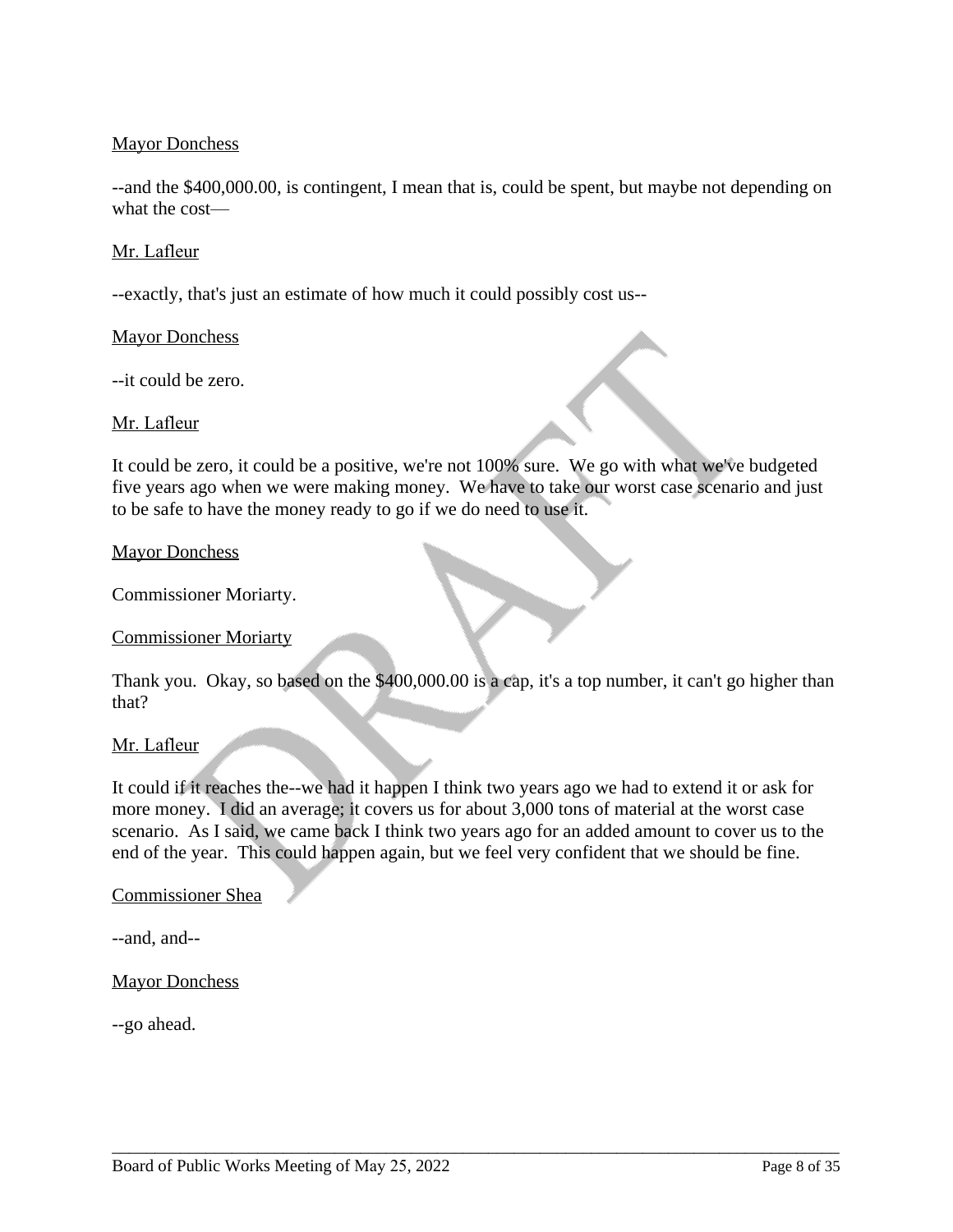Mayor Donchess

--and the $400,000.00, is contingent, I mean that is, could be spent, but maybe not depending on what the cost—

Mr. Lafleur

--exactly, that's just an estimate of how much it could possibly cost us--

Mayor Donchess

--it could be zero.

Mr. Lafleur

It could be zero, it could be a positive, we're not 100% sure. We go with what we've budgeted five years ago when we were making money. We have to take our worst case scenario and just to be safe to have the money ready to go if we do need to use it.

Mayor Donchess

Commissioner Moriarty.

Commissioner Moriarty

Thank you. Okay, so based on the $400,000.00 is a cap, it's a top number, it can't go higher than that?

Mr. Lafleur

It could if it reaches the--we had it happen I think two years ago we had to extend it or ask for more money. I did an average; it covers us for about 3,000 tons of material at the worst case scenario. As I said, we came back I think two years ago for an added amount to cover us to the end of the year. This could happen again, but we feel very confident that we should be fine.

Commissioner Shea

--and, and--

Mayor Donchess

--go ahead.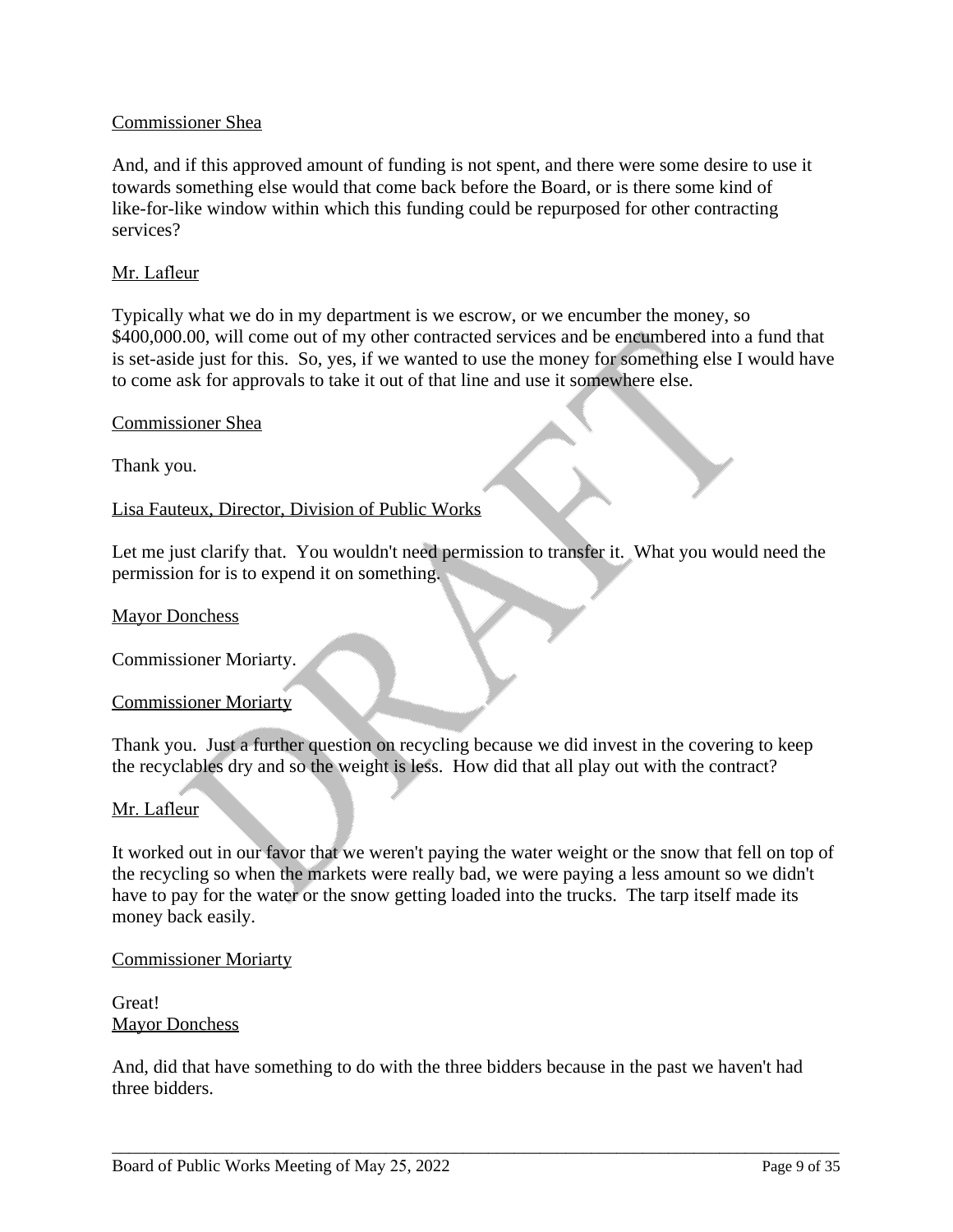Commissioner Shea

And, and if this approved amount of funding is not spent, and there were some desire to use it towards something else would that come back before the Board, or is there some kind of like-for-like window within which this funding could be repurposed for other contracting services?

Mr. Lafleur

Typically what we do in my department is we escrow, or we encumber the money, so $400,000.00, will come out of my other contracted services and be encumbered into a fund that is set-aside just for this. So, yes, if we wanted to use the money for something else I would have to come ask for approvals to take it out of that line and use it somewhere else.

Commissioner Shea

Thank you.

Lisa Fauteux, Director, Division of Public Works

Let me just clarify that. You wouldn't need permission to transfer it. What you would need the permission for is to expend it on something.

Mayor Donchess

Commissioner Moriarty.

Commissioner Moriarty

Thank you. Just a further question on recycling because we did invest in the covering to keep the recyclables dry and so the weight is less. How did that all play out with the contract?

Mr. Lafleur

It worked out in our favor that we weren't paying the water weight or the snow that fell on top of the recycling so when the markets were really bad, we were paying a less amount so we didn't have to pay for the water or the snow getting loaded into the trucks. The tarp itself made its money back easily.

Commissioner Moriarty

Great!

Mayor Donchess

And, did that have something to do with the three bidders because in the past we haven't had three bidders.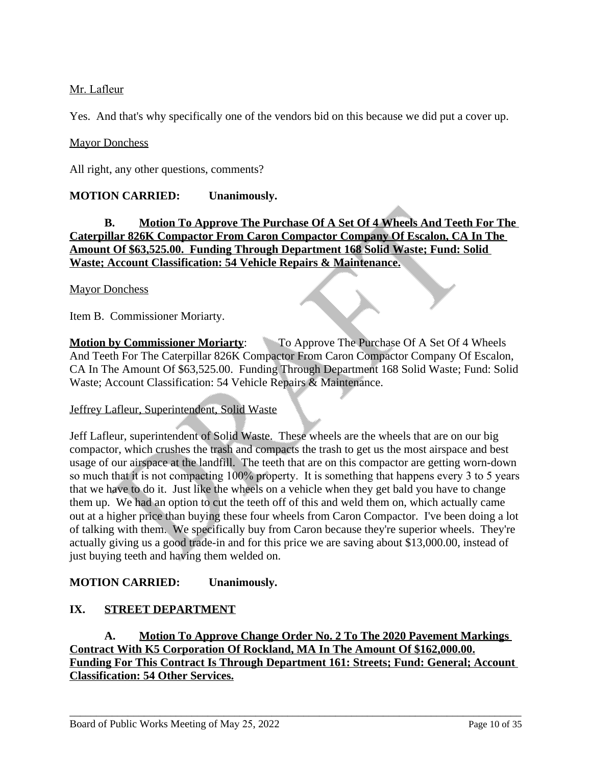Mr. Lafleur

Yes. And that's why specifically one of the vendors bid on this because we did put a cover up.

Mayor Donchess

All right, any other questions, comments?

**MOTION CARRIED: Unanimously.**

**B. Motion To Approve The Purchase Of A Set Of 4 Wheels And Teeth For The Caterpillar 826K Compactor From Caron Compactor Company Of Escalon, CA In The Amount Of $63,525.00. Funding Through Department 168 Solid Waste; Fund: Solid Waste; Account Classification: 54 Vehicle Repairs & Maintenance.**

Mayor Donchess

Item B. Commissioner Moriarty.

**Motion by Commissioner Moriarty**: To Approve The Purchase Of A Set Of 4 Wheels And Teeth For The Caterpillar 826K Compactor From Caron Compactor Company Of Escalon, CA In The Amount Of $63,525.00. Funding Through Department 168 Solid Waste; Fund: Solid Waste; Account Classification: 54 Vehicle Repairs & Maintenance.

Jeffrey Lafleur, Superintendent, Solid Waste

Jeff Lafleur, superintendent of Solid Waste. These wheels are the wheels that are on our big compactor, which crushes the trash and compacts the trash to get us the most airspace and best usage of our airspace at the landfill. The teeth that are on this compactor are getting worn-down so much that it is not compacting 100% property. It is something that happens every 3 to 5 years that we have to do it. Just like the wheels on a vehicle when they get bald you have to change them up. We had an option to cut the teeth off of this and weld them on, which actually came out at a higher price than buying these four wheels from Caron Compactor. I've been doing a lot of talking with them. We specifically buy from Caron because they're superior wheels. They're actually giving us a good trade-in and for this price we are saving about $13,000.00, instead of just buying teeth and having them welded on.

**MOTION CARRIED: Unanimously.**

## IX. STREET DEPARTMENT

**A. Motion To Approve Change Order No. 2 To The 2020 Pavement Markings Contract With K5 Corporation Of Rockland, MA In The Amount Of $162,000.00. Funding For This Contract Is Through Department 161: Streets; Fund: General; Account Classification: 54 Other Services.**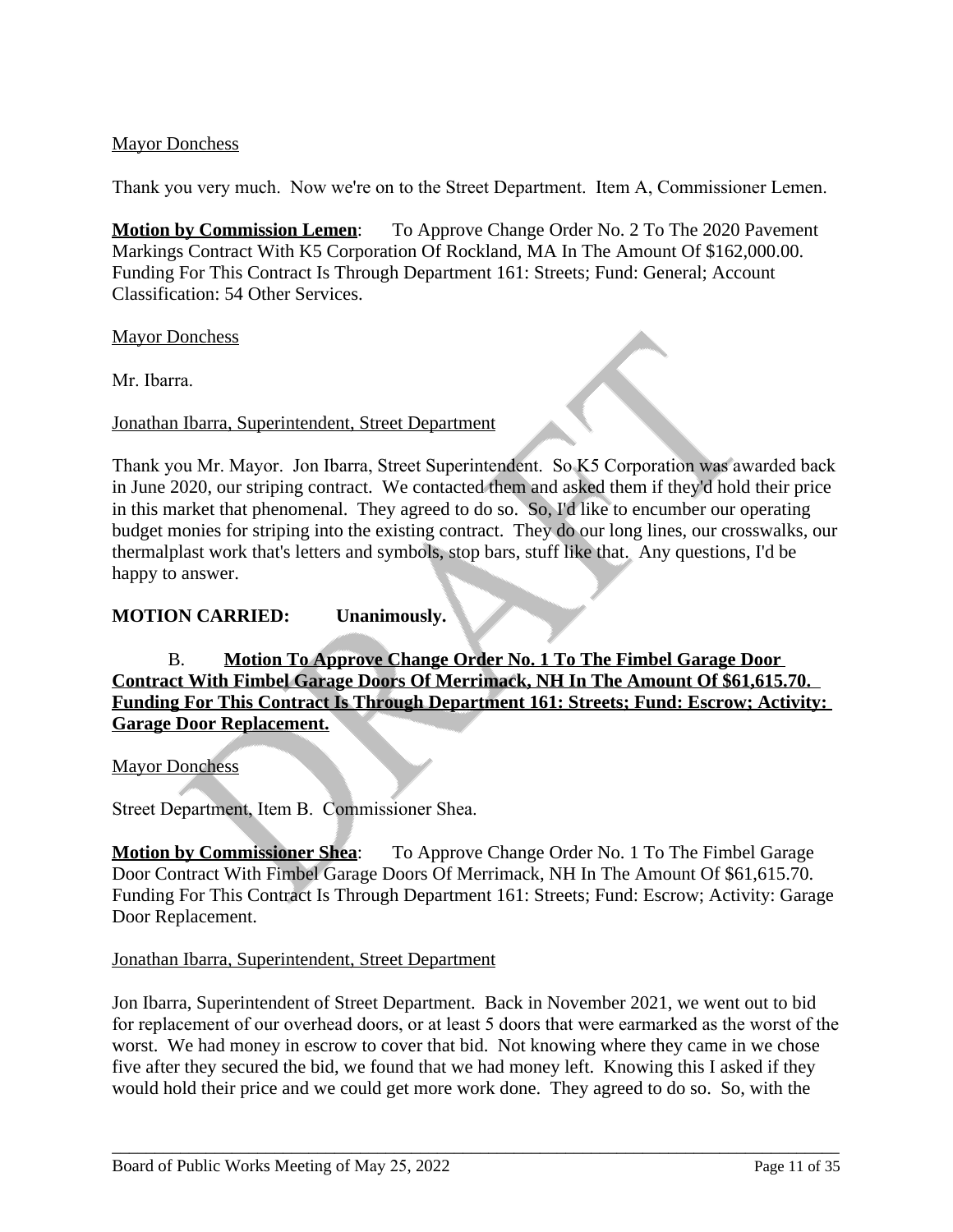Mayor Donchess

Thank you very much. Now we're on to the Street Department. Item A, Commissioner Lemen.

**Motion by Commission Lemen**: To Approve Change Order No. 2 To The 2020 Pavement Markings Contract With K5 Corporation Of Rockland, MA In The Amount Of $162,000.00. Funding For This Contract Is Through Department 161: Streets; Fund: General; Account Classification: 54 Other Services.

Mayor Donchess

Mr. Ibarra.

Jonathan Ibarra, Superintendent, Street Department

Thank you Mr. Mayor. Jon Ibarra, Street Superintendent. So K5 Corporation was awarded back in June 2020, our striping contract. We contacted them and asked them if they'd hold their price in this market that phenomenal. They agreed to do so. So, I'd like to encumber our operating budget monies for striping into the existing contract. They do our long lines, our crosswalks, our thermalplast work that's letters and symbols, stop bars, stuff like that. Any questions, I'd be happy to answer.

**MOTION CARRIED: Unanimously.**

B. **Motion To Approve Change Order No. 1 To The Fimbel Garage Door Contract With Fimbel Garage Doors Of Merrimack, NH In The Amount Of $61,615.70. Funding For This Contract Is Through Department 161: Streets; Fund: Escrow; Activity: Garage Door Replacement.**

Mayor Donchess

Street Department, Item B. Commissioner Shea.

**Motion by Commissioner Shea**: To Approve Change Order No. 1 To The Fimbel Garage Door Contract With Fimbel Garage Doors Of Merrimack, NH In The Amount Of $61,615.70. Funding For This Contract Is Through Department 161: Streets; Fund: Escrow; Activity: Garage Door Replacement.

Jonathan Ibarra, Superintendent, Street Department

Jon Ibarra, Superintendent of Street Department. Back in November 2021, we went out to bid for replacement of our overhead doors, or at least 5 doors that were earmarked as the worst of the worst. We had money in escrow to cover that bid. Not knowing where they came in we chose five after they secured the bid, we found that we had money left. Knowing this I asked if they would hold their price and we could get more work done. They agreed to do so. So, with the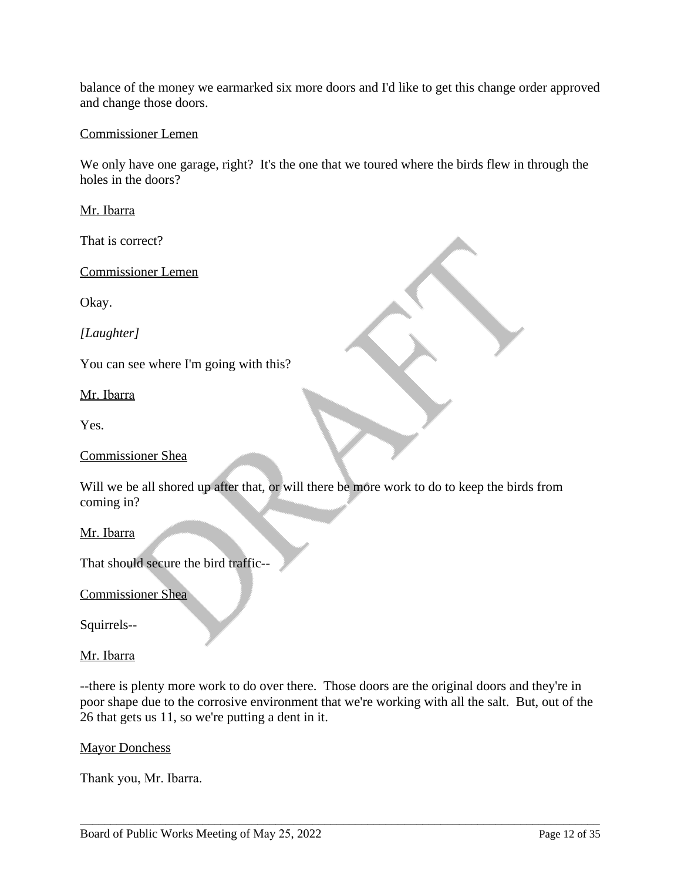balance of the money we earmarked six more doors and I'd like to get this change order approved and change those doors.

<u>Commissioner Lemen</u>

We only have one garage, right? It's the one that we toured where the birds flew in through the holes in the doors?

<u>Mr. Ibarra</u>

That is correct?

<u>Commissioner Lemen</u>

Okay.

*[Laughter]*

You can see where I'm going with this?

<u>Mr. Ibarra</u>

Yes.

<u>Commissioner Shea</u>

Will we be all shored up after that, or will there be more work to do to keep the birds from coming in?

<u>Mr. Ibarra</u>

That should secure the bird traffic--

<u>Commissioner Shea</u>

Squirrels--

<u>Mr. Ibarra</u>

--there is plenty more work to do over there. Those doors are the original doors and they're in poor shape due to the corrosive environment that we're working with all the salt. But, out of the 26 that gets us 11, so we're putting a dent in it.

<u>Mayor Donchess</u>

Thank you, Mr. Ibarra.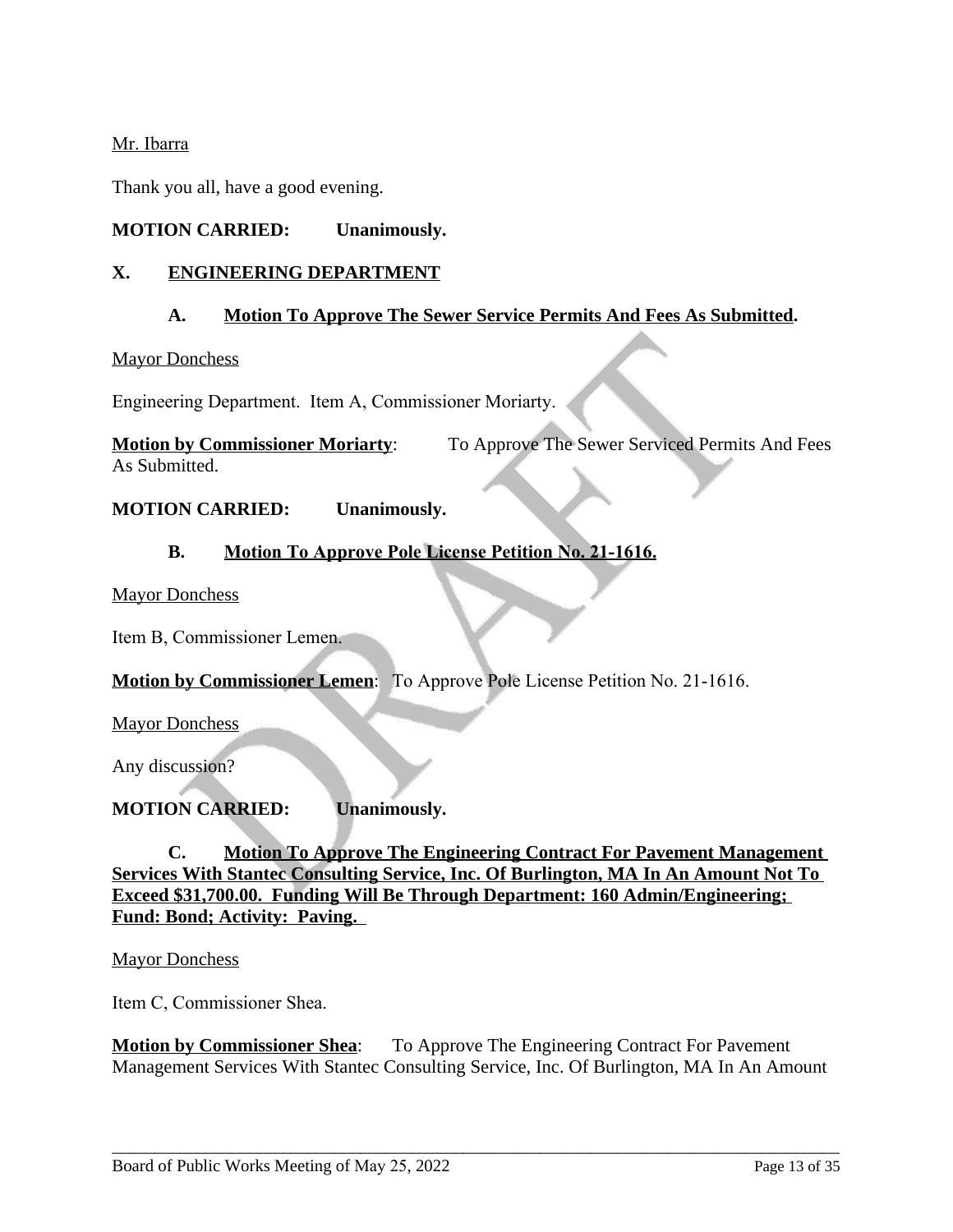Mr. Ibarra

Thank you all, have a good evening.

**MOTION CARRIED: Unanimously.**

## X. ENGINEERING DEPARTMENT

### A. Motion To Approve The Sewer Service Permits And Fees As Submitted.

Mayor Donchess

Engineering Department. Item A, Commissioner Moriarty.

**Motion by Commissioner Moriarty**: To Approve The Sewer Serviced Permits And Fees As Submitted.

**MOTION CARRIED: Unanimously.**

### B. Motion To Approve Pole License Petition No. 21-1616.

Mayor Donchess

Item B, Commissioner Lemen.

**Motion by Commissioner Lemen**: To Approve Pole License Petition No. 21-1616.

Mayor Donchess

Any discussion?

**MOTION CARRIED: Unanimously.**

### C. Motion To Approve The Engineering Contract For Pavement Management Services With Stantec Consulting Service, Inc. Of Burlington, MA In An Amount Not To Exceed $31,700.00. Funding Will Be Through Department: 160 Admin/Engineering; Fund: Bond; Activity: Paving.

Mayor Donchess

Item C, Commissioner Shea.

**Motion by Commissioner Shea**: To Approve The Engineering Contract For Pavement Management Services With Stantec Consulting Service, Inc. Of Burlington, MA In An Amount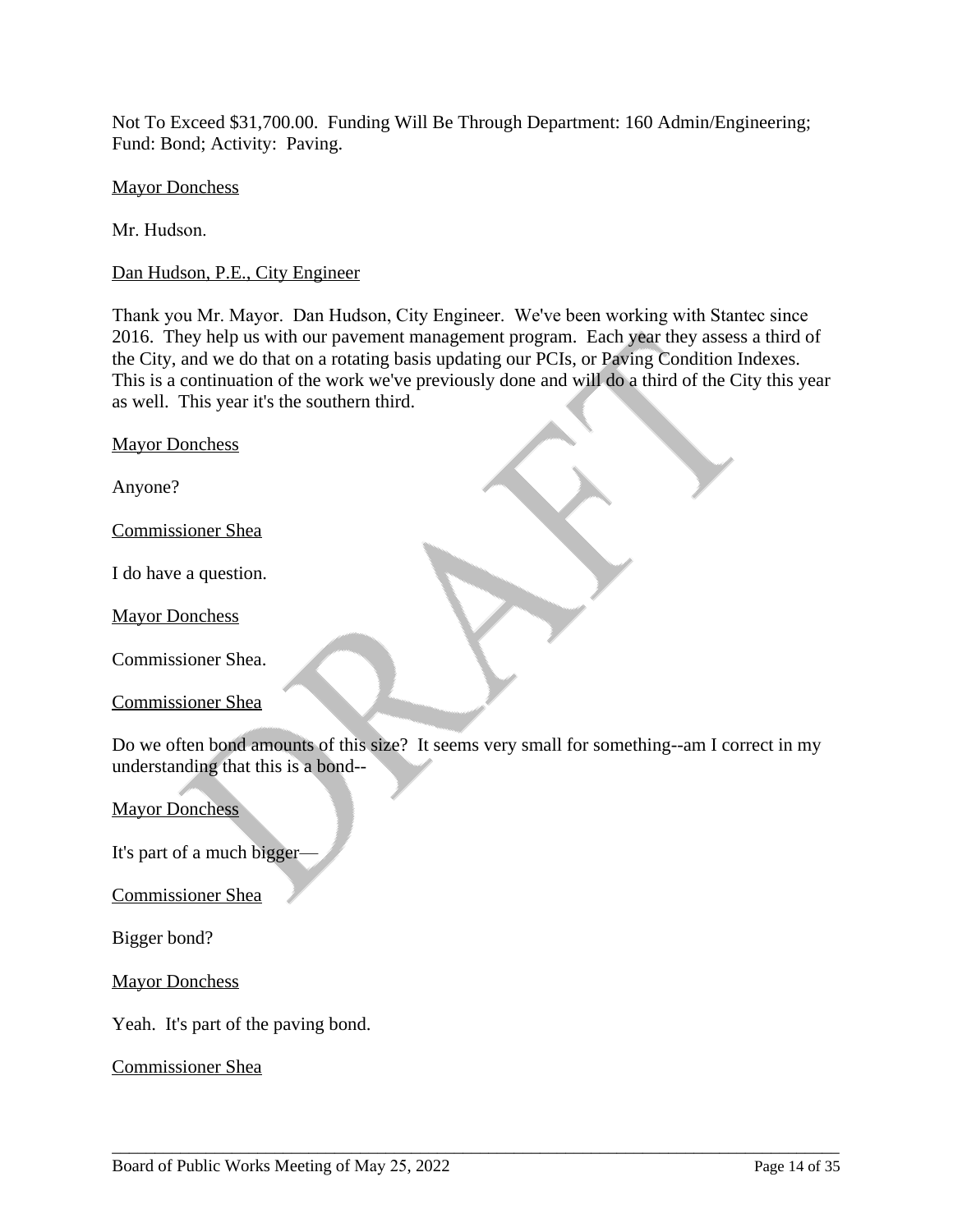Not To Exceed $31,700.00. Funding Will Be Through Department: 160 Admin/Engineering; Fund: Bond; Activity: Paving.

Mayor Donchess

Mr. Hudson.

Dan Hudson, P.E., City Engineer

Thank you Mr. Mayor. Dan Hudson, City Engineer. We've been working with Stantec since 2016. They help us with our pavement management program. Each year they assess a third of the City, and we do that on a rotating basis updating our PCIs, or Paving Condition Indexes. This is a continuation of the work we've previously done and will do a third of the City this year as well. This year it's the southern third.

Mayor Donchess

Anyone?

Commissioner Shea

I do have a question.

Mayor Donchess

Commissioner Shea.

Commissioner Shea

Do we often bond amounts of this size? It seems very small for something--am I correct in my understanding that this is a bond--

Mayor Donchess

It's part of a much bigger—

Commissioner Shea

Bigger bond?

Mayor Donchess

Yeah. It's part of the paving bond.

Commissioner Shea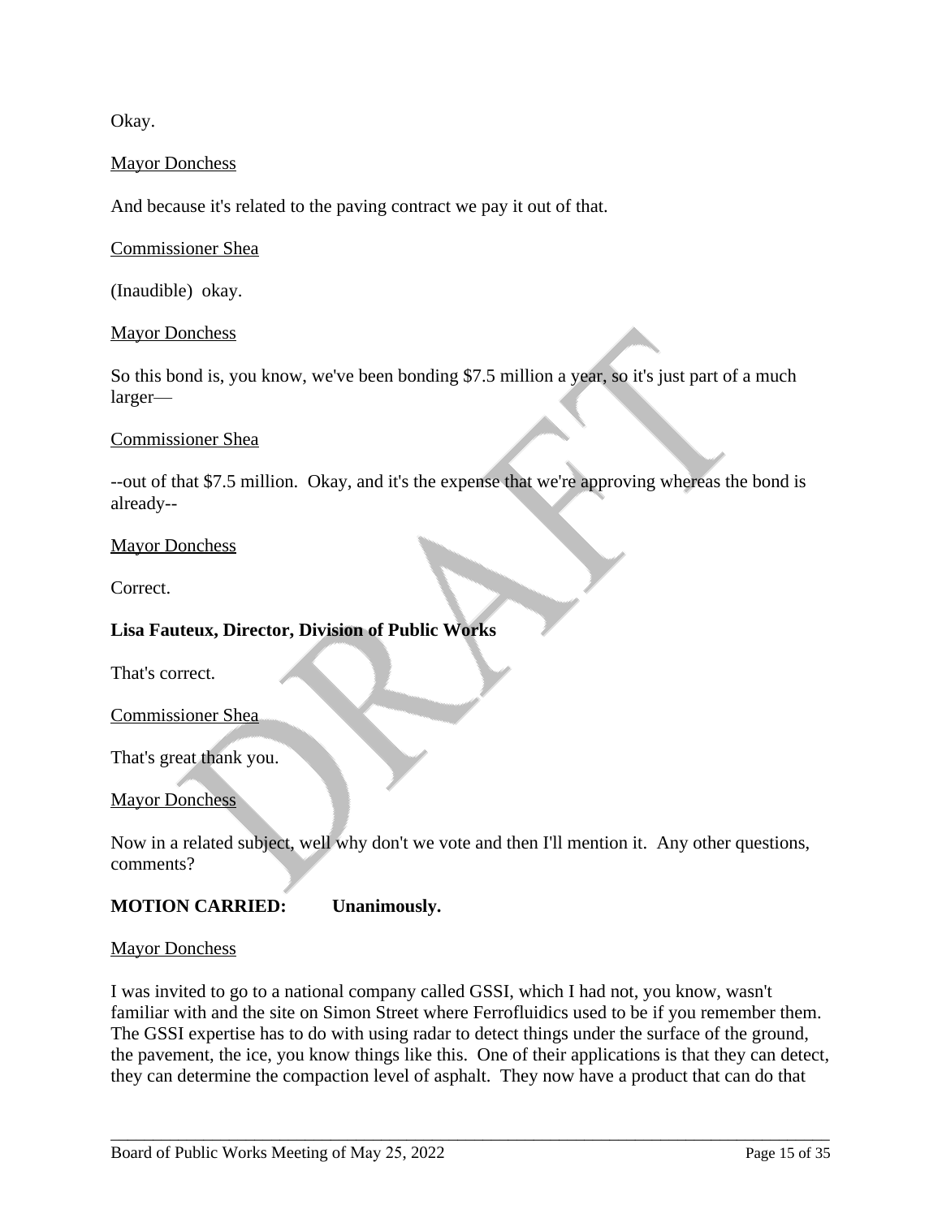Okay.

<u>Mayor Donchess</u>

And because it's related to the paving contract we pay it out of that.

<u>Commissioner Shea</u>

(Inaudible) okay.

<u>Mayor Donchess</u>

So this bond is, you know, we've been bonding $7.5 million a year, so it's just part of a much larger—

<u>Commissioner Shea</u>

--out of that $7.5 million. Okay, and it's the expense that we're approving whereas the bond is already--

<u>Mayor Donchess</u>

Correct.

**Lisa Fauteux, Director, Division of Public Works**

That's correct.

<u>Commissioner Shea</u>

That's great thank you.

<u>Mayor Donchess</u>

Now in a related subject, well why don't we vote and then I'll mention it. Any other questions, comments?

**MOTION CARRIED: Unanimously.**

<u>Mayor Donchess</u>

I was invited to go to a national company called GSSI, which I had not, you know, wasn't familiar with and the site on Simon Street where Ferrofluidics used to be if you remember them. The GSSI expertise has to do with using radar to detect things under the surface of the ground, the pavement, the ice, you know things like this. One of their applications is that they can detect, they can determine the compaction level of asphalt. They now have a product that can do that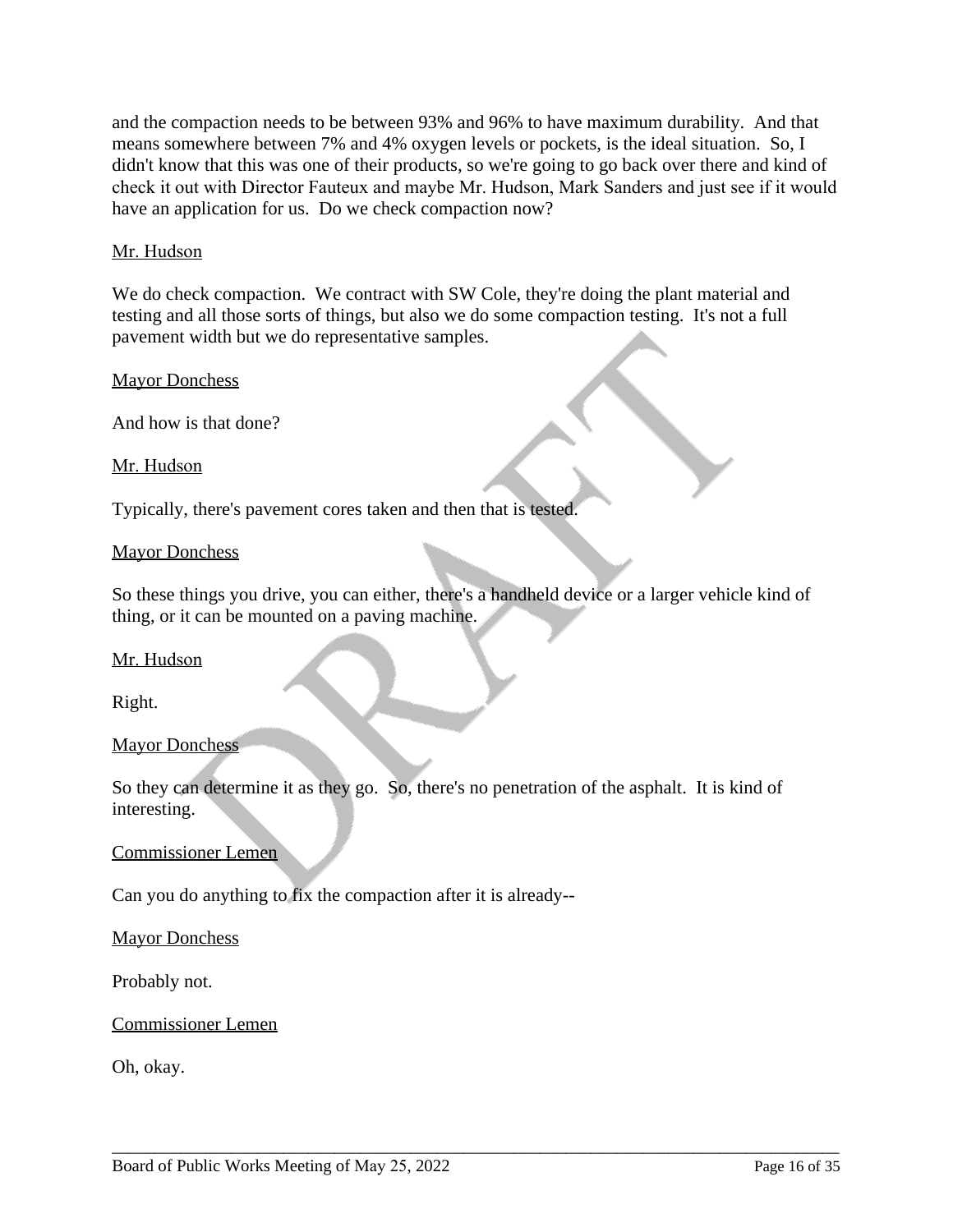and the compaction needs to be between 93% and 96% to have maximum durability. And that means somewhere between 7% and 4% oxygen levels or pockets, is the ideal situation. So, I didn't know that this was one of their products, so we're going to go back over there and kind of check it out with Director Fauteux and maybe Mr. Hudson, Mark Sanders and just see if it would have an application for us. Do we check compaction now?

<u>Mr. Hudson</u>

We do check compaction. We contract with SW Cole, they're doing the plant material and testing and all those sorts of things, but also we do some compaction testing. It's not a full pavement width but we do representative samples.

<u>Mayor Donchess</u>

And how is that done?

<u>Mr. Hudson</u>

Typically, there's pavement cores taken and then that is tested.

<u>Mayor Donchess</u>

So these things you drive, you can either, there's a handheld device or a larger vehicle kind of thing, or it can be mounted on a paving machine.

<u>Mr. Hudson</u>

Right.

<u>Mayor Donchess</u>

So they can determine it as they go. So, there's no penetration of the asphalt. It is kind of interesting.

<u>Commissioner Lemen</u>

Can you do anything to fix the compaction after it is already--

<u>Mayor Donchess</u>

Probably not.

<u>Commissioner Lemen</u>

Oh, okay.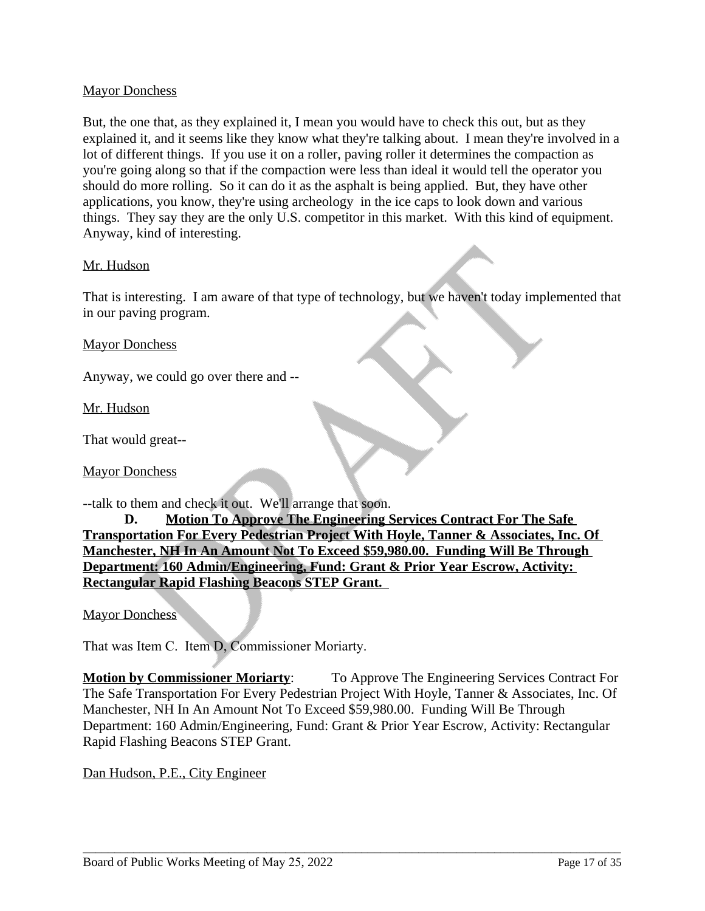Mayor Donchess

But, the one that, as they explained it, I mean you would have to check this out, but as they explained it, and it seems like they know what they're talking about. I mean they're involved in a lot of different things. If you use it on a roller, paving roller it determines the compaction as you're going along so that if the compaction were less than ideal it would tell the operator you should do more rolling. So it can do it as the asphalt is being applied. But, they have other applications, you know, they're using archeology in the ice caps to look down and various things. They say they are the only U.S. competitor in this market. With this kind of equipment. Anyway, kind of interesting.

Mr. Hudson

That is interesting. I am aware of that type of technology, but we haven't today implemented that in our paving program.

Mayor Donchess

Anyway, we could go over there and --

Mr. Hudson

That would great--

Mayor Donchess

--talk to them and check it out. We'll arrange that soon.

**D. Motion To Approve The Engineering Services Contract For The Safe Transportation For Every Pedestrian Project With Hoyle, Tanner & Associates, Inc. Of Manchester, NH In An Amount Not To Exceed $59,980.00. Funding Will Be Through Department: 160 Admin/Engineering, Fund: Grant & Prior Year Escrow, Activity: Rectangular Rapid Flashing Beacons STEP Grant.**

Mayor Donchess

That was Item C. Item D, Commissioner Moriarty.

**Motion by Commissioner Moriarty**: To Approve The Engineering Services Contract For The Safe Transportation For Every Pedestrian Project With Hoyle, Tanner & Associates, Inc. Of Manchester, NH In An Amount Not To Exceed $59,980.00. Funding Will Be Through Department: 160 Admin/Engineering, Fund: Grant & Prior Year Escrow, Activity: Rectangular Rapid Flashing Beacons STEP Grant.

Dan Hudson, P.E., City Engineer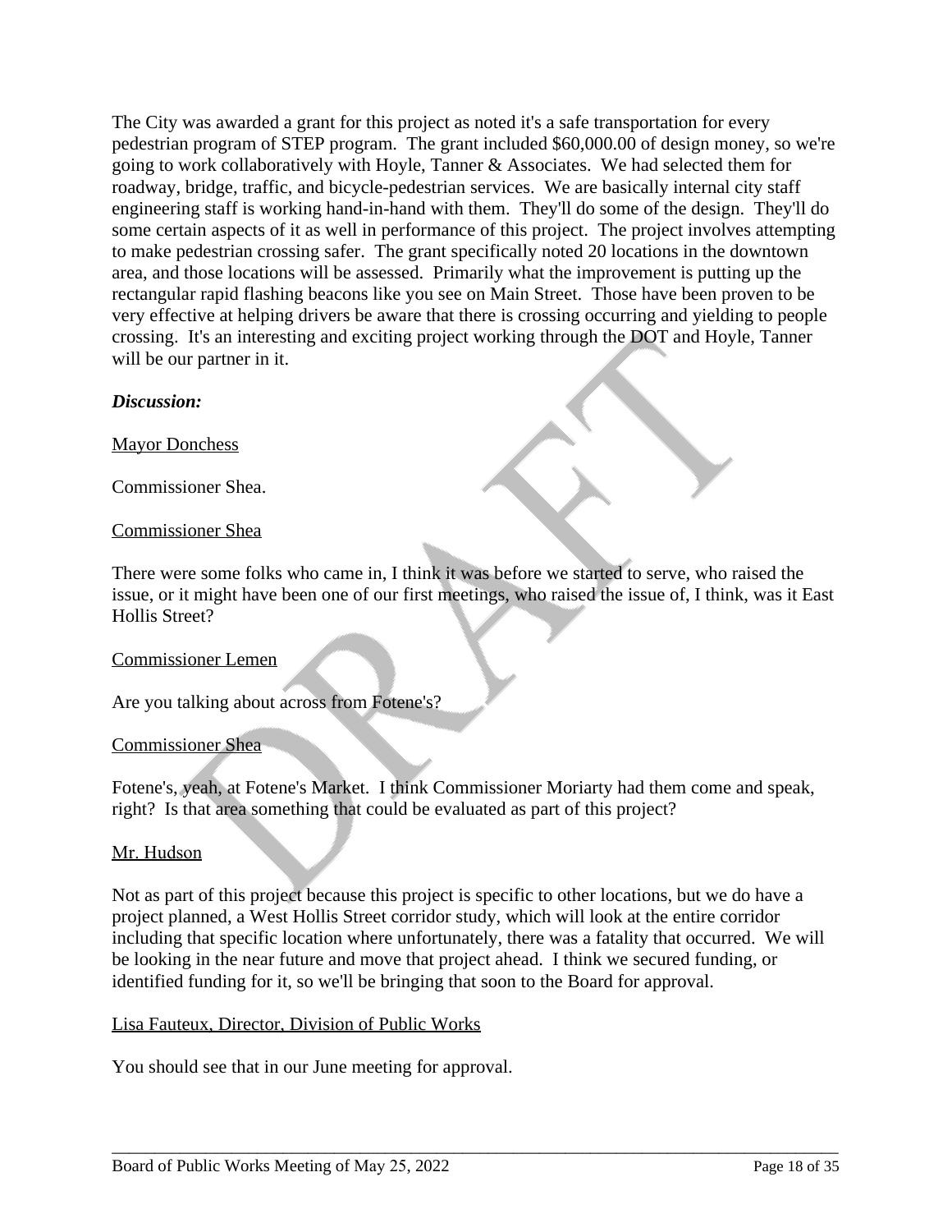The City was awarded a grant for this project as noted it's a safe transportation for every pedestrian program of STEP program. The grant included $60,000.00 of design money, so we're going to work collaboratively with Hoyle, Tanner & Associates. We had selected them for roadway, bridge, traffic, and bicycle-pedestrian services. We are basically internal city staff engineering staff is working hand-in-hand with them. They'll do some of the design. They'll do some certain aspects of it as well in performance of this project. The project involves attempting to make pedestrian crossing safer. The grant specifically noted 20 locations in the downtown area, and those locations will be assessed. Primarily what the improvement is putting up the rectangular rapid flashing beacons like you see on Main Street. Those have been proven to be very effective at helping drivers be aware that there is crossing occurring and yielding to people crossing. It's an interesting and exciting project working through the DOT and Hoyle, Tanner will be our partner in it.

***Discussion:***

Mayor Donchess

Commissioner Shea.

Commissioner Shea

There were some folks who came in, I think it was before we started to serve, who raised the issue, or it might have been one of our first meetings, who raised the issue of, I think, was it East Hollis Street?

Commissioner Lemen

Are you talking about across from Fotene's?

Commissioner Shea

Fotene's, yeah, at Fotene's Market. I think Commissioner Moriarty had them come and speak, right? Is that area something that could be evaluated as part of this project?

Mr. Hudson

Not as part of this project because this project is specific to other locations, but we do have a project planned, a West Hollis Street corridor study, which will look at the entire corridor including that specific location where unfortunately, there was a fatality that occurred. We will be looking in the near future and move that project ahead. I think we secured funding, or identified funding for it, so we'll be bringing that soon to the Board for approval.

Lisa Fauteux, Director, Division of Public Works

You should see that in our June meeting for approval.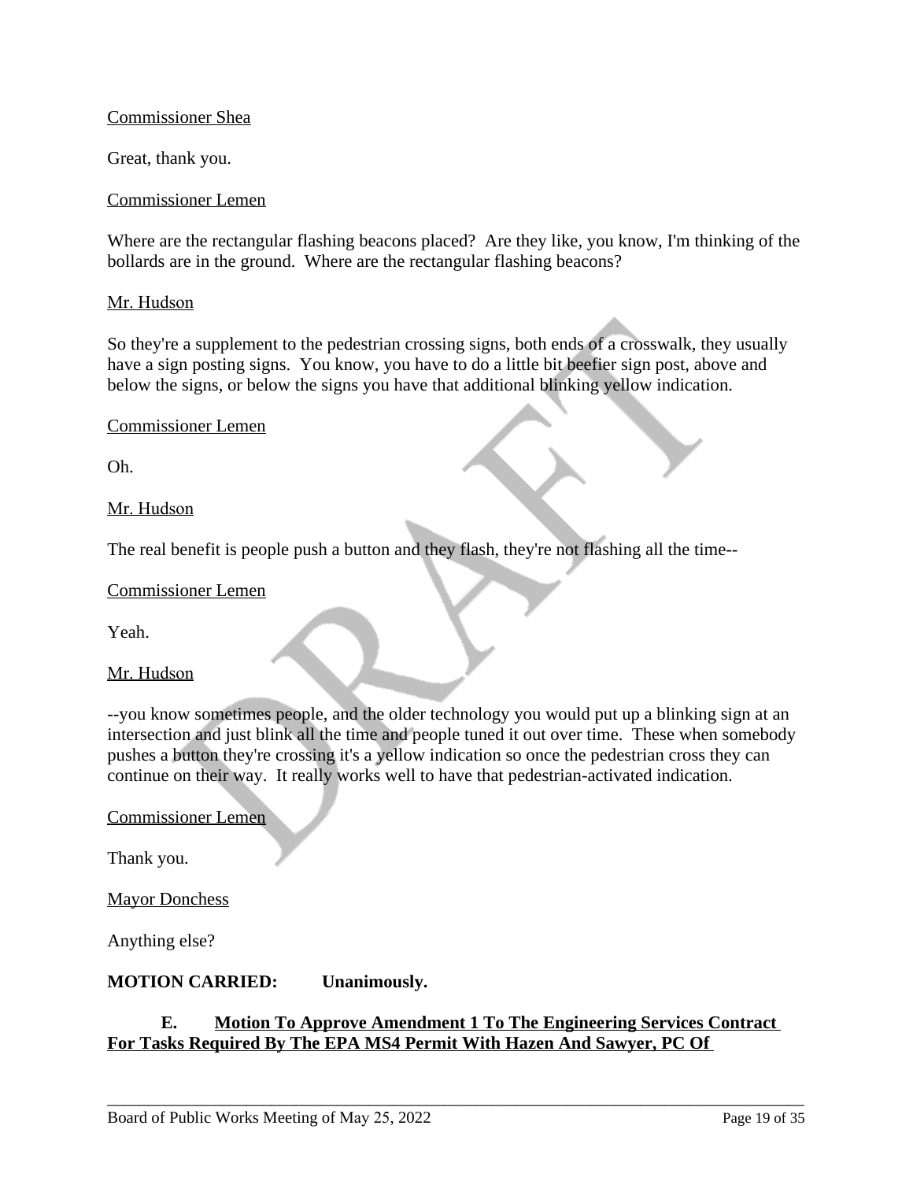Commissioner Shea

Great, thank you.

Commissioner Lemen

Where are the rectangular flashing beacons placed? Are they like, you know, I'm thinking of the bollards are in the ground. Where are the rectangular flashing beacons?

Mr. Hudson

So they're a supplement to the pedestrian crossing signs, both ends of a crosswalk, they usually have a sign posting signs. You know, you have to do a little bit beefier sign post, above and below the signs, or below the signs you have that additional blinking yellow indication.

Commissioner Lemen

Oh.

Mr. Hudson

The real benefit is people push a button and they flash, they're not flashing all the time--

Commissioner Lemen

Yeah.

Mr. Hudson

--you know sometimes people, and the older technology you would put up a blinking sign at an intersection and just blink all the time and people tuned it out over time. These when somebody pushes a button they're crossing it's a yellow indication so once the pedestrian cross they can continue on their way. It really works well to have that pedestrian-activated indication.

Commissioner Lemen

Thank you.

Mayor Donchess

Anything else?

**MOTION CARRIED: Unanimously.**

**E. Motion To Approve Amendment 1 To The Engineering Services Contract For Tasks Required By The EPA MS4 Permit With Hazen And Sawyer, PC Of**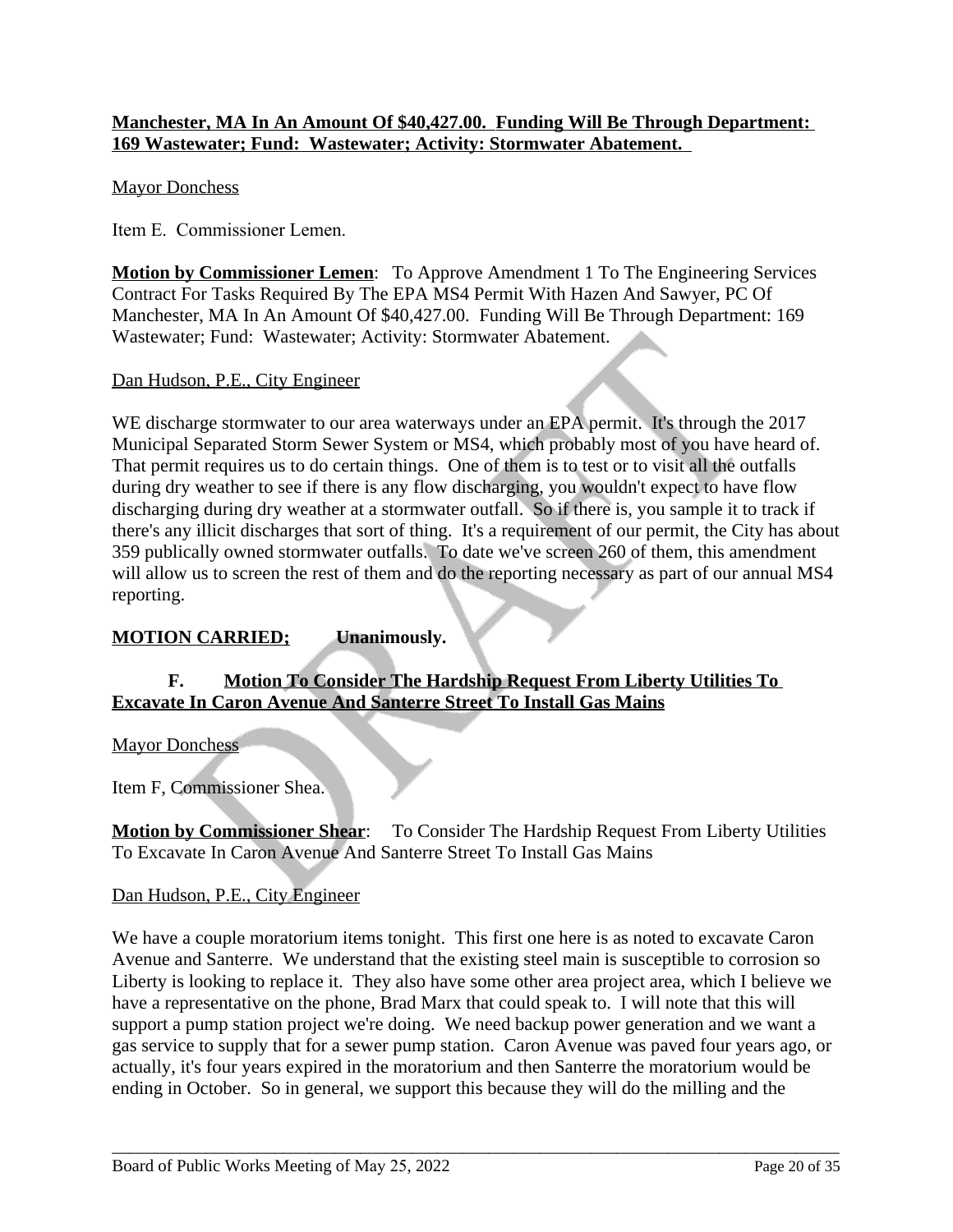**Manchester, MA In An Amount Of $40,427.00. Funding Will Be Through Department: 169 Wastewater; Fund: Wastewater; Activity: Stormwater Abatement.**

Mayor Donchess

Item E. Commissioner Lemen.

**Motion by Commissioner Lemen**: To Approve Amendment 1 To The Engineering Services Contract For Tasks Required By The EPA MS4 Permit With Hazen And Sawyer, PC Of Manchester, MA In An Amount Of $40,427.00. Funding Will Be Through Department: 169 Wastewater; Fund: Wastewater; Activity: Stormwater Abatement.

Dan Hudson, P.E., City Engineer

WE discharge stormwater to our area waterways under an EPA permit. It's through the 2017 Municipal Separated Storm Sewer System or MS4, which probably most of you have heard of. That permit requires us to do certain things. One of them is to test or to visit all the outfalls during dry weather to see if there is any flow discharging, you wouldn't expect to have flow discharging during dry weather at a stormwater outfall. So if there is, you sample it to track if there's any illicit discharges that sort of thing. It's a requirement of our permit, the City has about 359 publically owned stormwater outfalls. To date we've screen 260 of them, this amendment will allow us to screen the rest of them and do the reporting necessary as part of our annual MS4 reporting.

**MOTION CARRIED; Unanimously.**

**F. Motion To Consider The Hardship Request From Liberty Utilities To Excavate In Caron Avenue And Santerre Street To Install Gas Mains**

Mayor Donchess

Item F, Commissioner Shea.

**Motion by Commissioner Shear**: To Consider The Hardship Request From Liberty Utilities To Excavate In Caron Avenue And Santerre Street To Install Gas Mains

Dan Hudson, P.E., City Engineer

We have a couple moratorium items tonight. This first one here is as noted to excavate Caron Avenue and Santerre. We understand that the existing steel main is susceptible to corrosion so Liberty is looking to replace it. They also have some other area project area, which I believe we have a representative on the phone, Brad Marx that could speak to. I will note that this will support a pump station project we're doing. We need backup power generation and we want a gas service to supply that for a sewer pump station. Caron Avenue was paved four years ago, or actually, it's four years expired in the moratorium and then Santerre the moratorium would be ending in October. So in general, we support this because they will do the milling and the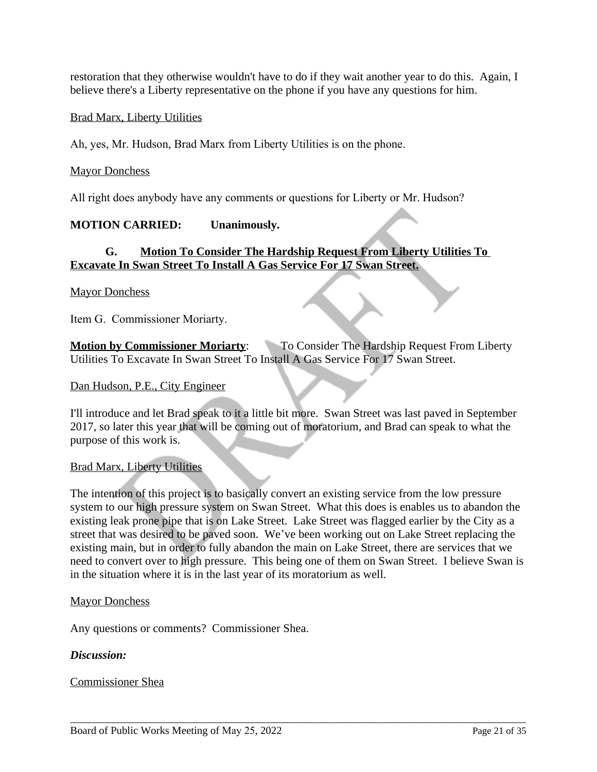restoration that they otherwise wouldn't have to do if they wait another year to do this. Again, I believe there's a Liberty representative on the phone if you have any questions for him.

<u>Brad Marx, Liberty Utilities</u>

Ah, yes, Mr. Hudson, Brad Marx from Liberty Utilities is on the phone.

<u>Mayor Donchess</u>

All right does anybody have any comments or questions for Liberty or Mr. Hudson?

**MOTION CARRIED: Unanimously.**

**G. <u>Motion To Consider The Hardship Request From Liberty Utilities To Excavate In Swan Street To Install A Gas Service For 17 Swan Street.</u>**

<u>Mayor Donchess</u>

Item G. Commissioner Moriarty.

**<u>Motion by Commissioner Moriarty</u>**: To Consider The Hardship Request From Liberty Utilities To Excavate In Swan Street To Install A Gas Service For 17 Swan Street.

<u>Dan Hudson, P.E., City Engineer</u>

I'll introduce and let Brad speak to it a little bit more. Swan Street was last paved in September 2017, so later this year that will be coming out of moratorium, and Brad can speak to what the purpose of this work is.

<u>Brad Marx, Liberty Utilities</u>

The intention of this project is to basically convert an existing service from the low pressure system to our high pressure system on Swan Street. What this does is enables us to abandon the existing leak prone pipe that is on Lake Street. Lake Street was flagged earlier by the City as a street that was desired to be paved soon. We've been working out on Lake Street replacing the existing main, but in order to fully abandon the main on Lake Street, there are services that we need to convert over to high pressure. This being one of them on Swan Street. I believe Swan is in the situation where it is in the last year of its moratorium as well.

<u>Mayor Donchess</u>

Any questions or comments? Commissioner Shea.

***Discussion:***

<u>Commissioner Shea</u>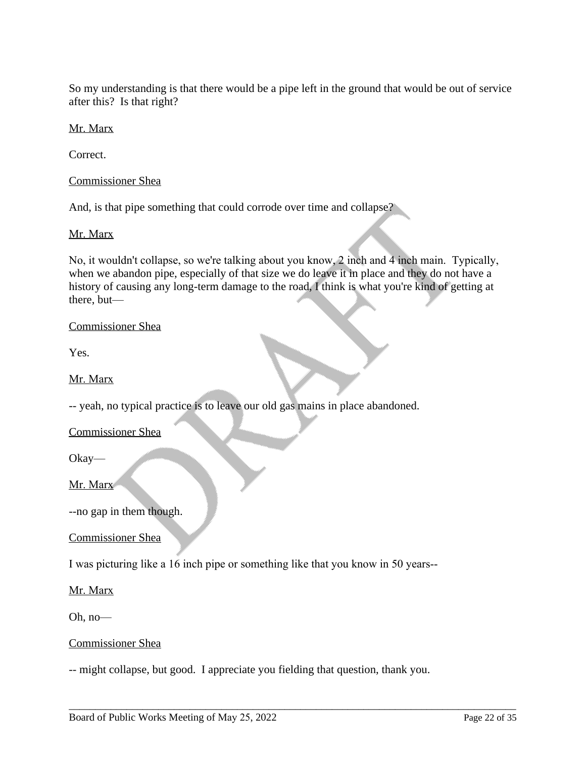So my understanding is that there would be a pipe left in the ground that would be out of service after this? Is that right?

Mr. Marx

Correct.

Commissioner Shea

And, is that pipe something that could corrode over time and collapse?

Mr. Marx

No, it wouldn't collapse, so we're talking about you know, 2 inch and 4 inch main. Typically, when we abandon pipe, especially of that size we do leave it in place and they do not have a history of causing any long-term damage to the road, I think is what you're kind of getting at there, but—

Commissioner Shea

Yes.

Mr. Marx

-- yeah, no typical practice is to leave our old gas mains in place abandoned.

Commissioner Shea

Okay—

Mr. Marx

--no gap in them though.

Commissioner Shea

I was picturing like a 16 inch pipe or something like that you know in 50 years--

Mr. Marx

Oh, no—

Commissioner Shea

-- might collapse, but good. I appreciate you fielding that question, thank you.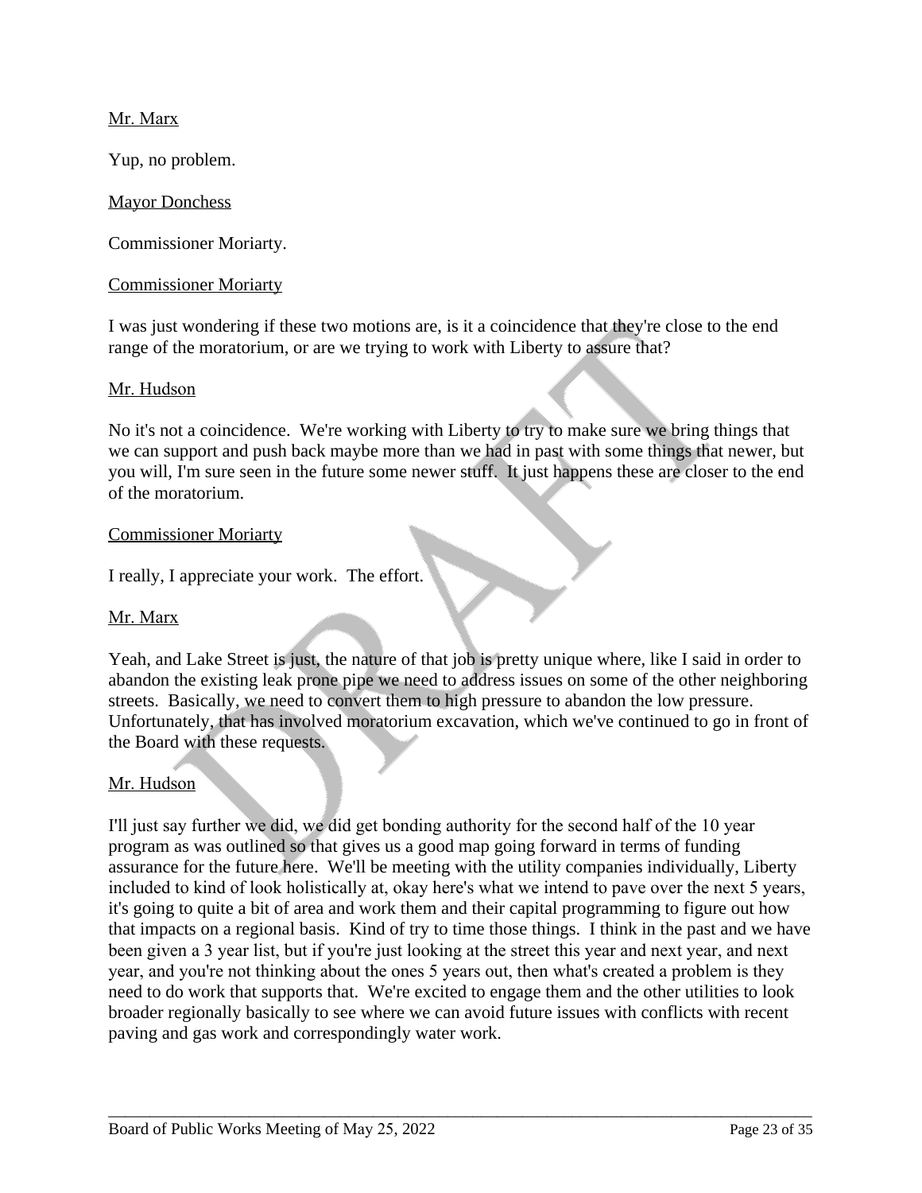Mr. Marx

Yup, no problem.

Mayor Donchess

Commissioner Moriarty.

Commissioner Moriarty

I was just wondering if these two motions are, is it a coincidence that they're close to the end range of the moratorium, or are we trying to work with Liberty to assure that?

Mr. Hudson

No it's not a coincidence. We're working with Liberty to try to make sure we bring things that we can support and push back maybe more than we had in past with some things that newer, but you will, I'm sure seen in the future some newer stuff. It just happens these are closer to the end of the moratorium.

Commissioner Moriarty

I really, I appreciate your work. The effort.

Mr. Marx

Yeah, and Lake Street is just, the nature of that job is pretty unique where, like I said in order to abandon the existing leak prone pipe we need to address issues on some of the other neighboring streets. Basically, we need to convert them to high pressure to abandon the low pressure. Unfortunately, that has involved moratorium excavation, which we've continued to go in front of the Board with these requests.

Mr. Hudson

I'll just say further we did, we did get bonding authority for the second half of the 10 year program as was outlined so that gives us a good map going forward in terms of funding assurance for the future here. We'll be meeting with the utility companies individually, Liberty included to kind of look holistically at, okay here's what we intend to pave over the next 5 years, it's going to quite a bit of area and work them and their capital programming to figure out how that impacts on a regional basis. Kind of try to time those things. I think in the past and we have been given a 3 year list, but if you're just looking at the street this year and next year, and next year, and you're not thinking about the ones 5 years out, then what's created a problem is they need to do work that supports that. We're excited to engage them and the other utilities to look broader regionally basically to see where we can avoid future issues with conflicts with recent paving and gas work and correspondingly water work.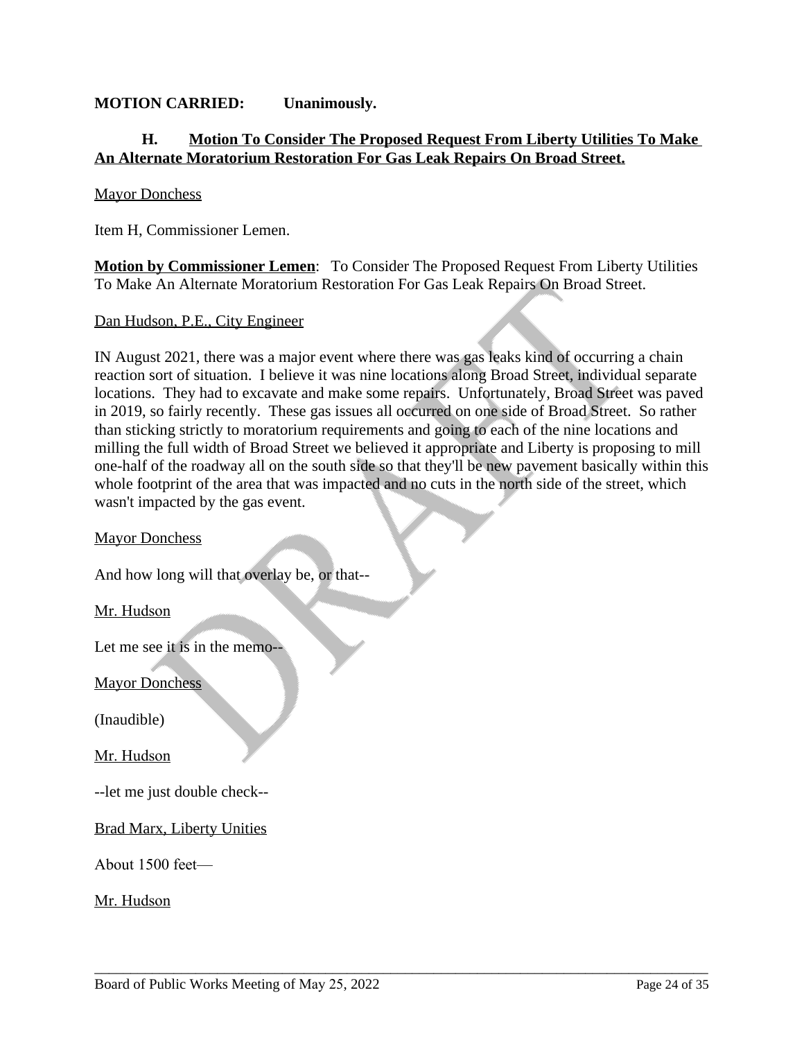**MOTION CARRIED: Unanimously.**

**H. Motion To Consider The Proposed Request From Liberty Utilities To Make An Alternate Moratorium Restoration For Gas Leak Repairs On Broad Street.**

Mayor Donchess

Item H, Commissioner Lemen.

**Motion by Commissioner Lemen**: To Consider The Proposed Request From Liberty Utilities To Make An Alternate Moratorium Restoration For Gas Leak Repairs On Broad Street.

Dan Hudson, P.E., City Engineer

IN August 2021, there was a major event where there was gas leaks kind of occurring a chain reaction sort of situation. I believe it was nine locations along Broad Street, individual separate locations. They had to excavate and make some repairs. Unfortunately, Broad Street was paved in 2019, so fairly recently. These gas issues all occurred on one side of Broad Street. So rather than sticking strictly to moratorium requirements and going to each of the nine locations and milling the full width of Broad Street we believed it appropriate and Liberty is proposing to mill one-half of the roadway all on the south side so that they'll be new pavement basically within this whole footprint of the area that was impacted and no cuts in the north side of the street, which wasn't impacted by the gas event.

Mayor Donchess

And how long will that overlay be, or that--

Mr. Hudson

Let me see it is in the memo--

Mayor Donchess

(Inaudible)

Mr. Hudson

--let me just double check--

Brad Marx, Liberty Unities

About 1500 feet—

Mr. Hudson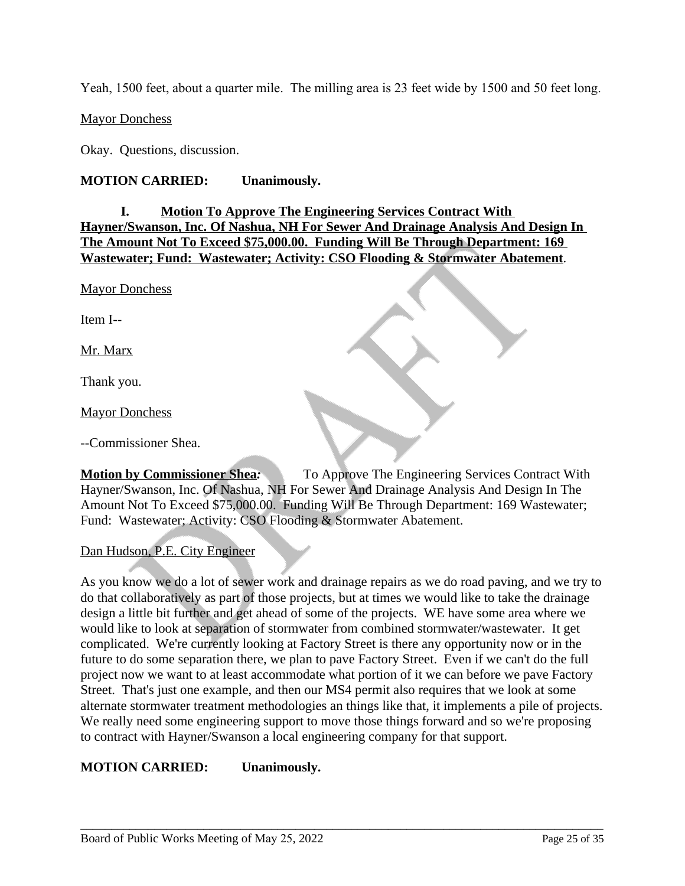Yeah, 1500 feet, about a quarter mile. The milling area is 23 feet wide by 1500 and 50 feet long.

Mayor Donchess

Okay. Questions, discussion.

**MOTION CARRIED: Unanimously.**

**I. Motion To Approve The Engineering Services Contract With Hayner/Swanson, Inc. Of Nashua, NH For Sewer And Drainage Analysis And Design In The Amount Not To Exceed $75,000.00. Funding Will Be Through Department: 169 Wastewater; Fund: Wastewater; Activity: CSO Flooding & Stormwater Abatement.**

Mayor Donchess

Item I--

Mr. Marx

Thank you.

Mayor Donchess

--Commissioner Shea.

**Motion by Commissioner Shea:** To Approve The Engineering Services Contract With Hayner/Swanson, Inc. Of Nashua, NH For Sewer And Drainage Analysis And Design In The Amount Not To Exceed $75,000.00. Funding Will Be Through Department: 169 Wastewater; Fund: Wastewater; Activity: CSO Flooding & Stormwater Abatement.

Dan Hudson, P.E. City Engineer

As you know we do a lot of sewer work and drainage repairs as we do road paving, and we try to do that collaboratively as part of those projects, but at times we would like to take the drainage design a little bit further and get ahead of some of the projects. WE have some area where we would like to look at separation of stormwater from combined stormwater/wastewater. It get complicated. We're currently looking at Factory Street is there any opportunity now or in the future to do some separation there, we plan to pave Factory Street. Even if we can't do the full project now we want to at least accommodate what portion of it we can before we pave Factory Street. That's just one example, and then our MS4 permit also requires that we look at some alternate stormwater treatment methodologies an things like that, it implements a pile of projects. We really need some engineering support to move those things forward and so we're proposing to contract with Hayner/Swanson a local engineering company for that support.

**MOTION CARRIED: Unanimously.**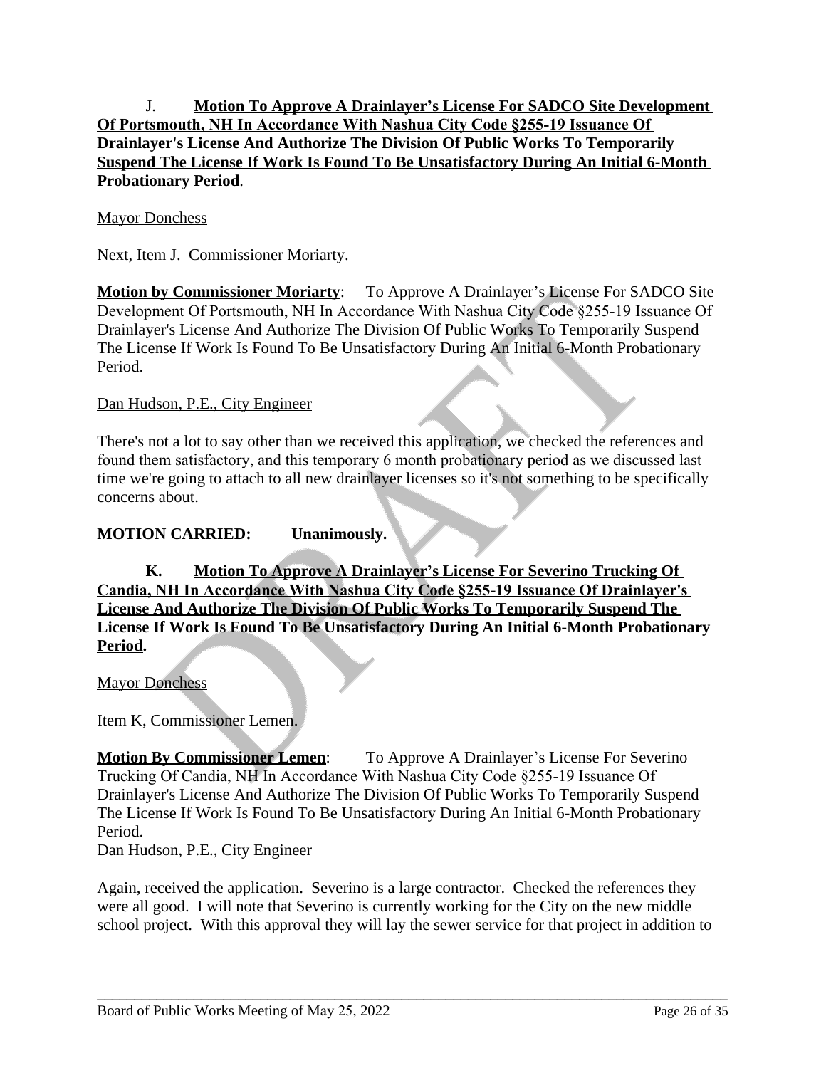J. **<u>Motion To Approve A Drainlayer's License For SADCO Site Development Of Portsmouth, NH In Accordance With Nashua City Code §255-19 Issuance Of Drainlayer's License And Authorize The Division Of Public Works To Temporarily Suspend The License If Work Is Found To Be Unsatisfactory During An Initial 6-Month Probationary Period</u>**.

<u>Mayor Donchess</u>

Next, Item J. Commissioner Moriarty.

**<u>Motion by Commissioner Moriarty</u>**: To Approve A Drainlayer's License For SADCO Site Development Of Portsmouth, NH In Accordance With Nashua City Code §255-19 Issuance Of Drainlayer's License And Authorize The Division Of Public Works To Temporarily Suspend The License If Work Is Found To Be Unsatisfactory During An Initial 6-Month Probationary Period.

<u>Dan Hudson, P.E., City Engineer</u>

There's not a lot to say other than we received this application, we checked the references and found them satisfactory, and this temporary 6 month probationary period as we discussed last time we're going to attach to all new drainlayer licenses so it's not something to be specifically concerns about.

**MOTION CARRIED: Unanimously.**

**K. <u>Motion To Approve A Drainlayer's License For Severino Trucking Of Candia, NH In Accordance With Nashua City Code §255-19 Issuance Of Drainlayer's License And Authorize The Division Of Public Works To Temporarily Suspend The License If Work Is Found To Be Unsatisfactory During An Initial 6-Month Probationary Period</u>.**

<u>Mayor Donchess</u>

Item K, Commissioner Lemen.

**<u>Motion By Commissioner Lemen</u>**: To Approve A Drainlayer's License For Severino Trucking Of Candia, NH In Accordance With Nashua City Code §255-19 Issuance Of Drainlayer's License And Authorize The Division Of Public Works To Temporarily Suspend The License If Work Is Found To Be Unsatisfactory During An Initial 6-Month Probationary Period.

<u>Dan Hudson, P.E., City Engineer</u>

Again, received the application. Severino is a large contractor. Checked the references they were all good. I will note that Severino is currently working for the City on the new middle school project. With this approval they will lay the sewer service for that project in addition to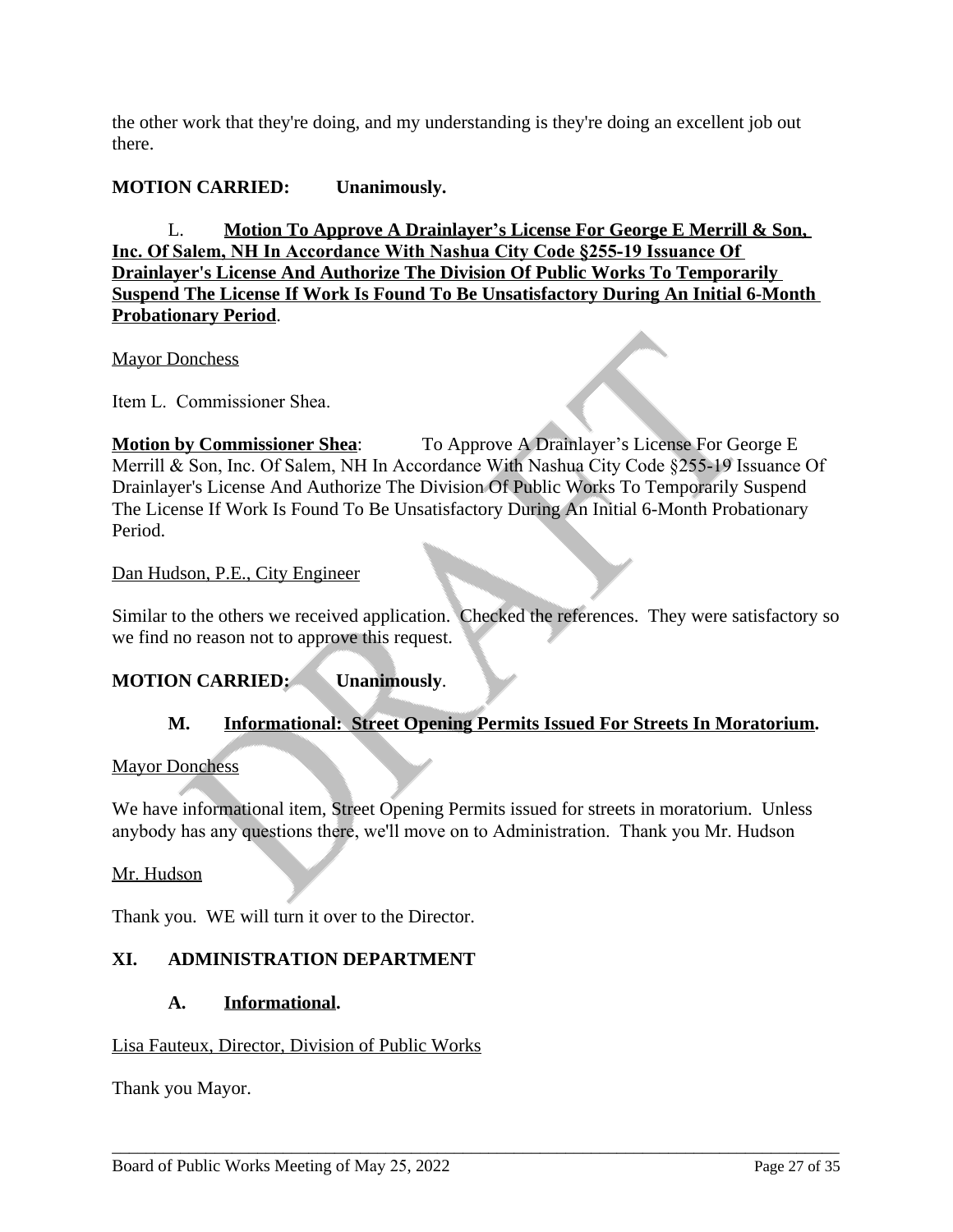the other work that they're doing, and my understanding is they're doing an excellent job out there.

**MOTION CARRIED: Unanimously.**

L. **Motion To Approve A Drainlayer's License For George E Merrill & Son, Inc. Of Salem, NH In Accordance With Nashua City Code §255-19 Issuance Of Drainlayer's License And Authorize The Division Of Public Works To Temporarily Suspend The License If Work Is Found To Be Unsatisfactory During An Initial 6-Month Probationary Period**.

Mayor Donchess

Item L. Commissioner Shea.

**Motion by Commissioner Shea**: To Approve A Drainlayer's License For George E Merrill & Son, Inc. Of Salem, NH In Accordance With Nashua City Code §255-19 Issuance Of Drainlayer's License And Authorize The Division Of Public Works To Temporarily Suspend The License If Work Is Found To Be Unsatisfactory During An Initial 6-Month Probationary Period.

Dan Hudson, P.E., City Engineer

Similar to the others we received application. Checked the references. They were satisfactory so we find no reason not to approve this request.

**MOTION CARRIED: Unanimously**.

**M. Informational: Street Opening Permits Issued For Streets In Moratorium.**

Mayor Donchess

We have informational item, Street Opening Permits issued for streets in moratorium. Unless anybody has any questions there, we'll move on to Administration. Thank you Mr. Hudson

Mr. Hudson

Thank you. WE will turn it over to the Director.

## XI. ADMINISTRATION DEPARTMENT

**A. Informational.**

Lisa Fauteux, Director, Division of Public Works

Thank you Mayor.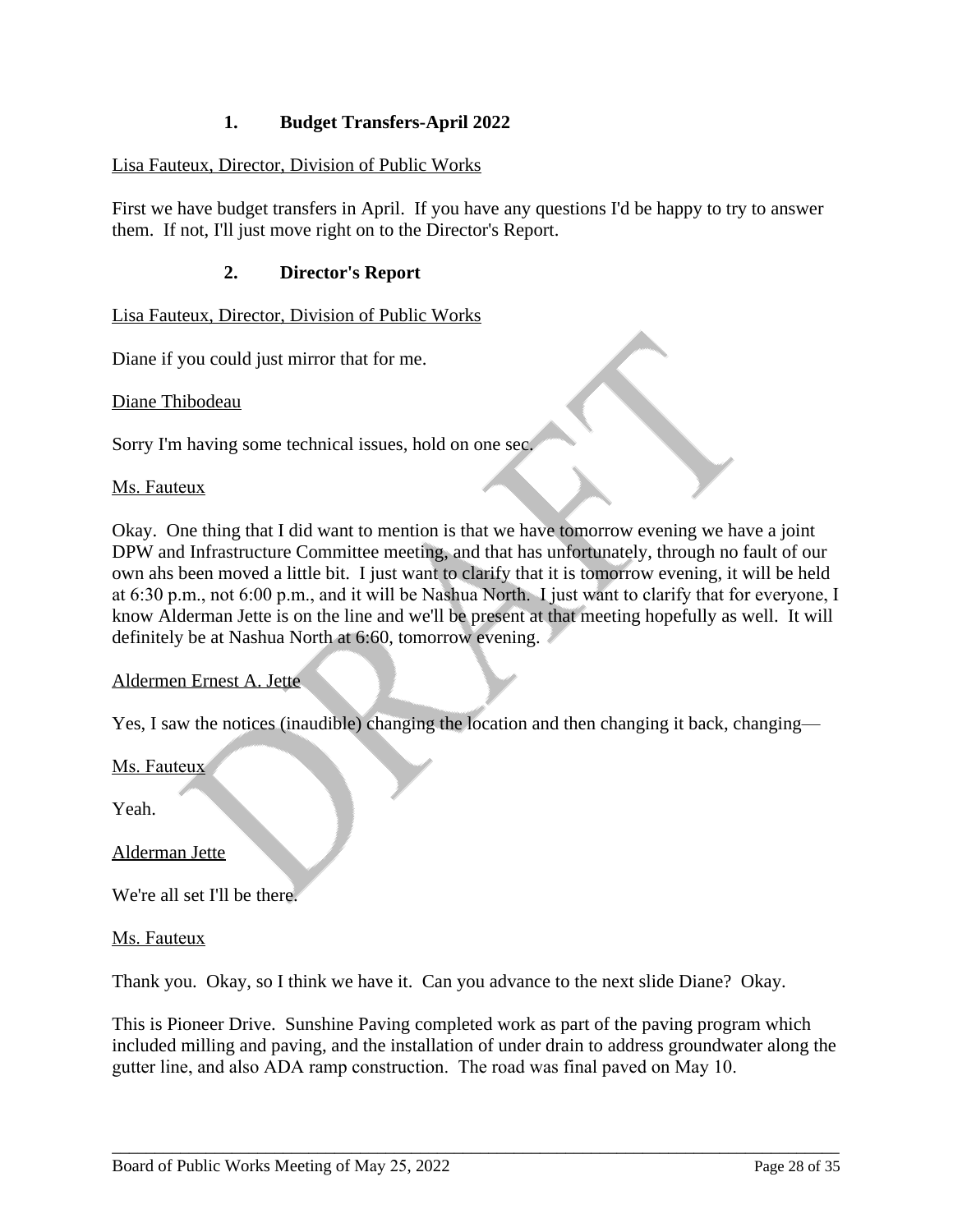### 1. Budget Transfers-April 2022

Lisa Fauteux, Director, Division of Public Works

First we have budget transfers in April. If you have any questions I'd be happy to try to answer them. If not, I'll just move right on to the Director's Report.

### 2. Director's Report

Lisa Fauteux, Director, Division of Public Works

Diane if you could just mirror that for me.

Diane Thibodeau

Sorry I'm having some technical issues, hold on one sec.

Ms. Fauteux

Okay. One thing that I did want to mention is that we have tomorrow evening we have a joint DPW and Infrastructure Committee meeting, and that has unfortunately, through no fault of our own ahs been moved a little bit. I just want to clarify that it is tomorrow evening, it will be held at 6:30 p.m., not 6:00 p.m., and it will be Nashua North. I just want to clarify that for everyone, I know Alderman Jette is on the line and we'll be present at that meeting hopefully as well. It will definitely be at Nashua North at 6:60, tomorrow evening.

Aldermen Ernest A. Jette

Yes, I saw the notices (inaudible) changing the location and then changing it back, changing—

Ms. Fauteux

Yeah.

Alderman Jette

We're all set I'll be there.

Ms. Fauteux

Thank you. Okay, so I think we have it. Can you advance to the next slide Diane? Okay.

This is Pioneer Drive. Sunshine Paving completed work as part of the paving program which included milling and paving, and the installation of under drain to address groundwater along the gutter line, and also ADA ramp construction. The road was final paved on May 10.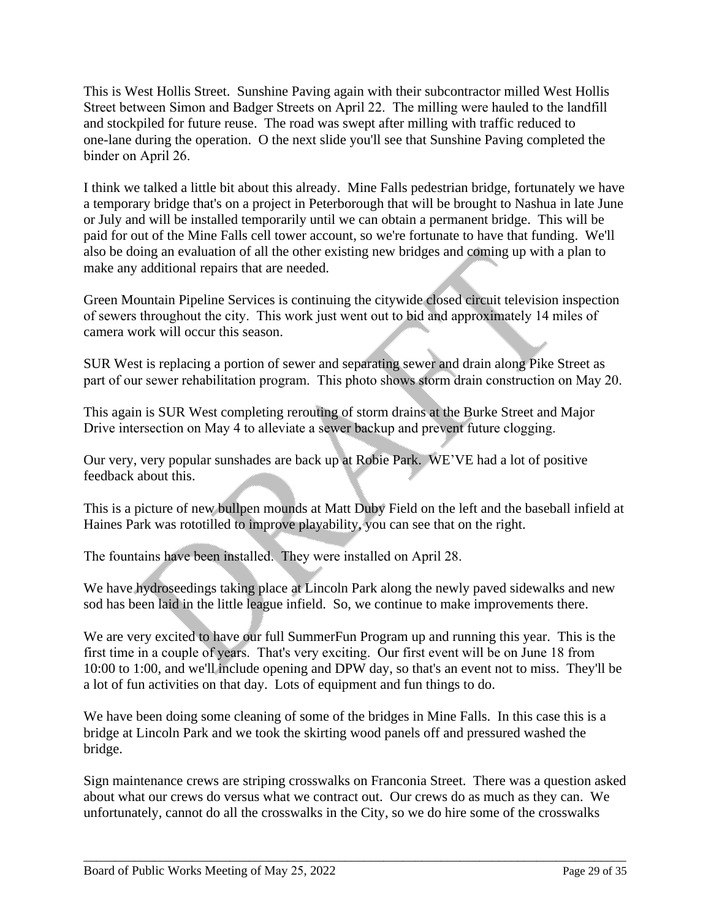This is West Hollis Street. Sunshine Paving again with their subcontractor milled West Hollis Street between Simon and Badger Streets on April 22. The milling were hauled to the landfill and stockpiled for future reuse. The road was swept after milling with traffic reduced to one-lane during the operation. O the next slide you'll see that Sunshine Paving completed the binder on April 26.

I think we talked a little bit about this already. Mine Falls pedestrian bridge, fortunately we have a temporary bridge that's on a project in Peterborough that will be brought to Nashua in late June or July and will be installed temporarily until we can obtain a permanent bridge. This will be paid for out of the Mine Falls cell tower account, so we're fortunate to have that funding. We'll also be doing an evaluation of all the other existing new bridges and coming up with a plan to make any additional repairs that are needed.

Green Mountain Pipeline Services is continuing the citywide closed circuit television inspection of sewers throughout the city. This work just went out to bid and approximately 14 miles of camera work will occur this season.

SUR West is replacing a portion of sewer and separating sewer and drain along Pike Street as part of our sewer rehabilitation program. This photo shows storm drain construction on May 20.

This again is SUR West completing rerouting of storm drains at the Burke Street and Major Drive intersection on May 4 to alleviate a sewer backup and prevent future clogging.

Our very, very popular sunshades are back up at Robie Park. WE'VE had a lot of positive feedback about this.

This is a picture of new bullpen mounds at Matt Duby Field on the left and the baseball infield at Haines Park was rototilled to improve playability, you can see that on the right.

The fountains have been installed. They were installed on April 28.

We have hydroseedings taking place at Lincoln Park along the newly paved sidewalks and new sod has been laid in the little league infield. So, we continue to make improvements there.

We are very excited to have our full SummerFun Program up and running this year. This is the first time in a couple of years. That's very exciting. Our first event will be on June 18 from 10:00 to 1:00, and we'll include opening and DPW day, so that's an event not to miss. They'll be a lot of fun activities on that day. Lots of equipment and fun things to do.

We have been doing some cleaning of some of the bridges in Mine Falls. In this case this is a bridge at Lincoln Park and we took the skirting wood panels off and pressured washed the bridge.

Sign maintenance crews are striping crosswalks on Franconia Street. There was a question asked about what our crews do versus what we contract out. Our crews do as much as they can. We unfortunately, cannot do all the crosswalks in the City, so we do hire some of the crosswalks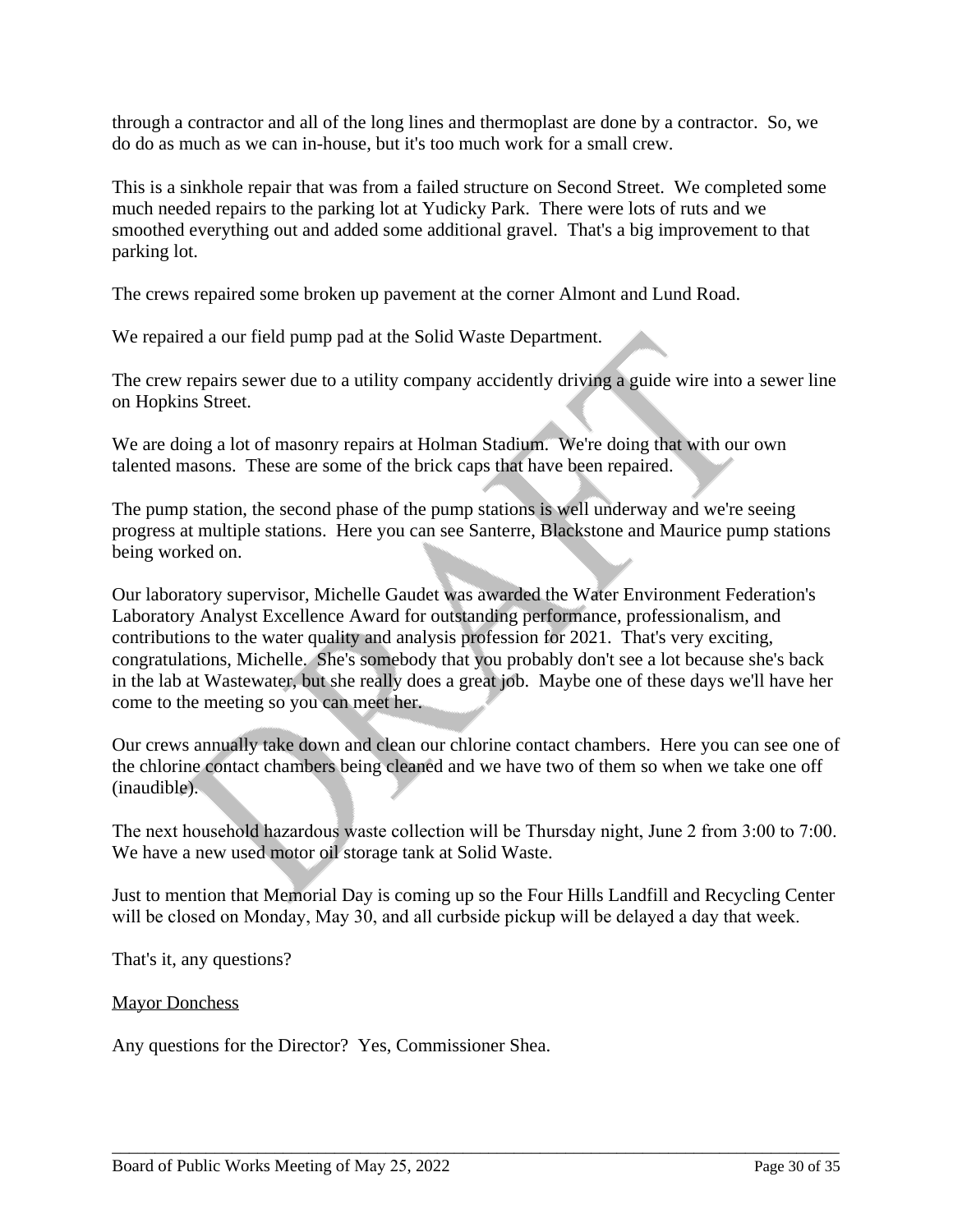through a contractor and all of the long lines and thermoplast are done by a contractor. So, we do do as much as we can in-house, but it's too much work for a small crew.

This is a sinkhole repair that was from a failed structure on Second Street. We completed some much needed repairs to the parking lot at Yudicky Park. There were lots of ruts and we smoothed everything out and added some additional gravel. That's a big improvement to that parking lot.

The crews repaired some broken up pavement at the corner Almont and Lund Road.

We repaired a our field pump pad at the Solid Waste Department.

The crew repairs sewer due to a utility company accidently driving a guide wire into a sewer line on Hopkins Street.

We are doing a lot of masonry repairs at Holman Stadium. We're doing that with our own talented masons. These are some of the brick caps that have been repaired.

The pump station, the second phase of the pump stations is well underway and we're seeing progress at multiple stations. Here you can see Santerre, Blackstone and Maurice pump stations being worked on.

Our laboratory supervisor, Michelle Gaudet was awarded the Water Environment Federation's Laboratory Analyst Excellence Award for outstanding performance, professionalism, and contributions to the water quality and analysis profession for 2021. That's very exciting, congratulations, Michelle. She's somebody that you probably don't see a lot because she's back in the lab at Wastewater, but she really does a great job. Maybe one of these days we'll have her come to the meeting so you can meet her.

Our crews annually take down and clean our chlorine contact chambers. Here you can see one of the chlorine contact chambers being cleaned and we have two of them so when we take one off (inaudible).

The next household hazardous waste collection will be Thursday night, June 2 from 3:00 to 7:00. We have a new used motor oil storage tank at Solid Waste.

Just to mention that Memorial Day is coming up so the Four Hills Landfill and Recycling Center will be closed on Monday, May 30, and all curbside pickup will be delayed a day that week.

That's it, any questions?

Mayor Donchess

Any questions for the Director? Yes, Commissioner Shea.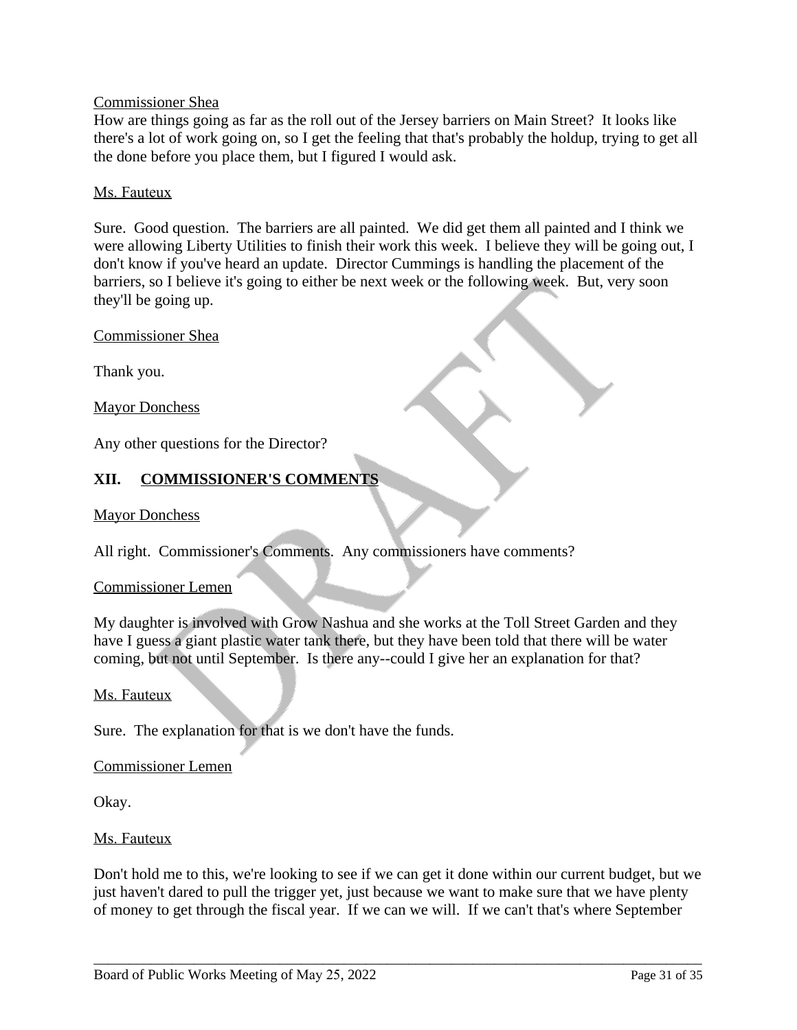Commissioner Shea

How are things going as far as the roll out of the Jersey barriers on Main Street? It looks like there's a lot of work going on, so I get the feeling that that's probably the holdup, trying to get all the done before you place them, but I figured I would ask.

Ms. Fauteux

Sure. Good question. The barriers are all painted. We did get them all painted and I think we were allowing Liberty Utilities to finish their work this week. I believe they will be going out, I don't know if you've heard an update. Director Cummings is handling the placement of the barriers, so I believe it's going to either be next week or the following week. But, very soon they'll be going up.

Commissioner Shea

Thank you.

Mayor Donchess

Any other questions for the Director?

## XII. COMMISSIONER'S COMMENTS

Mayor Donchess

All right. Commissioner's Comments. Any commissioners have comments?

Commissioner Lemen

My daughter is involved with Grow Nashua and she works at the Toll Street Garden and they have I guess a giant plastic water tank there, but they have been told that there will be water coming, but not until September. Is there any--could I give her an explanation for that?

Ms. Fauteux

Sure. The explanation for that is we don't have the funds.

Commissioner Lemen

Okay.

Ms. Fauteux

Don't hold me to this, we're looking to see if we can get it done within our current budget, but we just haven't dared to pull the trigger yet, just because we want to make sure that we have plenty of money to get through the fiscal year. If we can we will. If we can't that's where September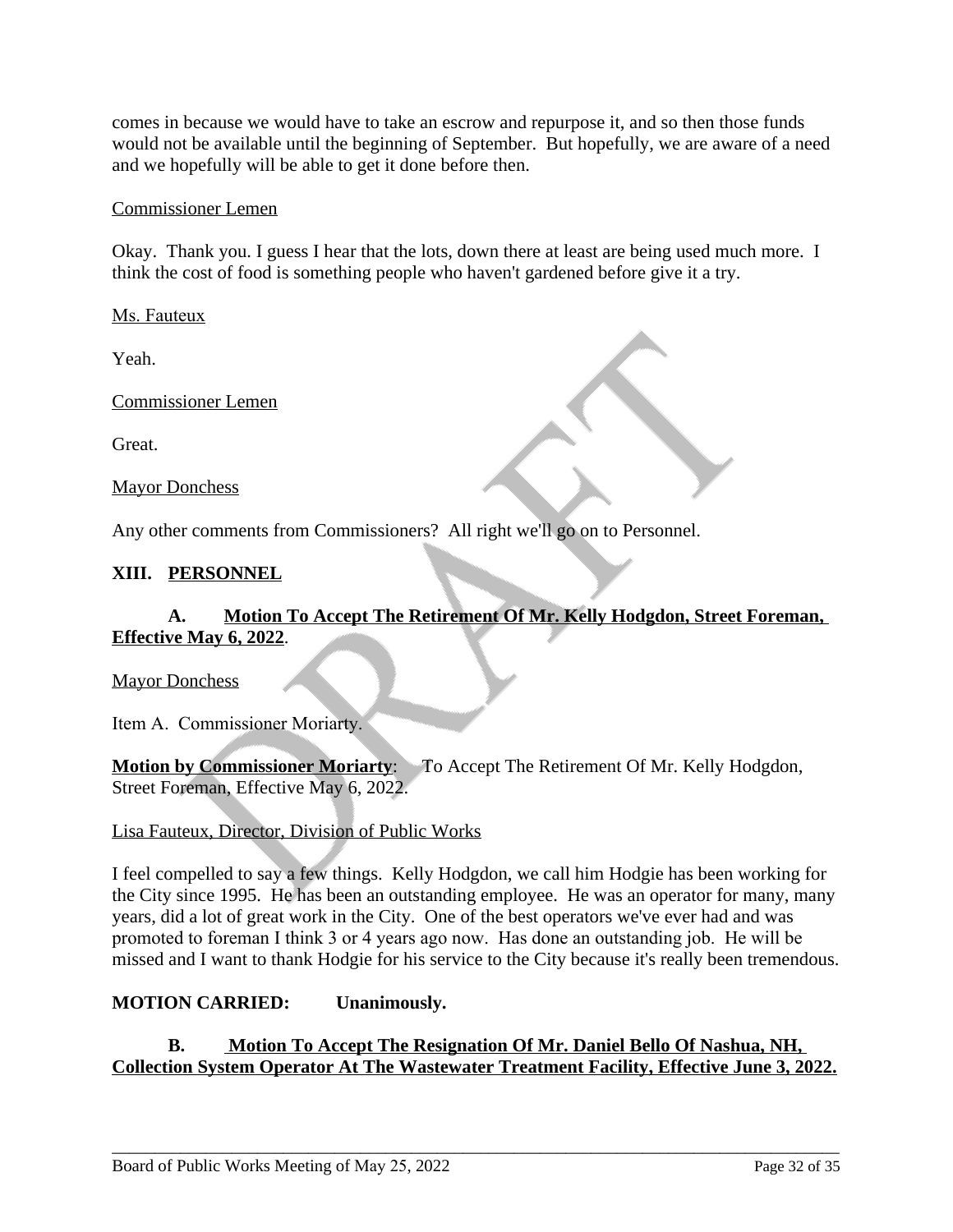comes in because we would have to take an escrow and repurpose it, and so then those funds would not be available until the beginning of September. But hopefully, we are aware of a need and we hopefully will be able to get it done before then.

Commissioner Lemen

Okay. Thank you. I guess I hear that the lots, down there at least are being used much more. I think the cost of food is something people who haven't gardened before give it a try.

Ms. Fauteux

Yeah.

Commissioner Lemen

Great.

Mayor Donchess

Any other comments from Commissioners? All right we'll go on to Personnel.

## XIII. PERSONNEL

### A. Motion To Accept The Retirement Of Mr. Kelly Hodgdon, Street Foreman, Effective May 6, 2022.

Mayor Donchess

Item A. Commissioner Moriarty.

**Motion by Commissioner Moriarty**: To Accept The Retirement Of Mr. Kelly Hodgdon, Street Foreman, Effective May 6, 2022.

Lisa Fauteux, Director, Division of Public Works

I feel compelled to say a few things. Kelly Hodgdon, we call him Hodgie has been working for the City since 1995. He has been an outstanding employee. He was an operator for many, many years, did a lot of great work in the City. One of the best operators we've ever had and was promoted to foreman I think 3 or 4 years ago now. Has done an outstanding job. He will be missed and I want to thank Hodgie for his service to the City because it's really been tremendous.

**MOTION CARRIED: Unanimously.**

### B. Motion To Accept The Resignation Of Mr. Daniel Bello Of Nashua, NH, Collection System Operator At The Wastewater Treatment Facility, Effective June 3, 2022.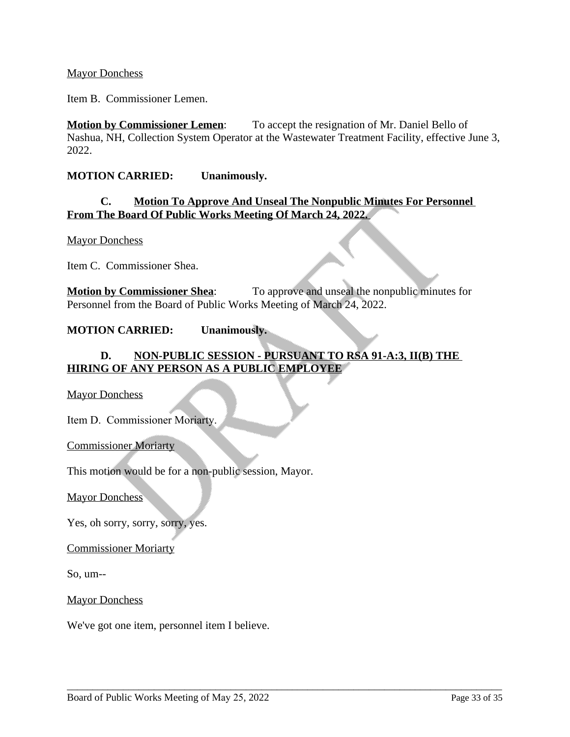Mayor Donchess

Item B. Commissioner Lemen.

**Motion by Commissioner Lemen**: To accept the resignation of Mr. Daniel Bello of Nashua, NH, Collection System Operator at the Wastewater Treatment Facility, effective June 3, 2022.

**MOTION CARRIED: Unanimously.**

**C. Motion To Approve And Unseal The Nonpublic Minutes For Personnel From The Board Of Public Works Meeting Of March 24, 2022.**

Mayor Donchess

Item C. Commissioner Shea.

**Motion by Commissioner Shea**: To approve and unseal the nonpublic minutes for Personnel from the Board of Public Works Meeting of March 24, 2022.

**MOTION CARRIED: Unanimously.**

**D. NON-PUBLIC SESSION - PURSUANT TO RSA 91-A:3, II(B) THE HIRING OF ANY PERSON AS A PUBLIC EMPLOYEE**

Mayor Donchess

Item D. Commissioner Moriarty.

Commissioner Moriarty

This motion would be for a non-public session, Mayor.

Mayor Donchess

Yes, oh sorry, sorry, sorry, yes.

Commissioner Moriarty

So, um--

Mayor Donchess

We've got one item, personnel item I believe.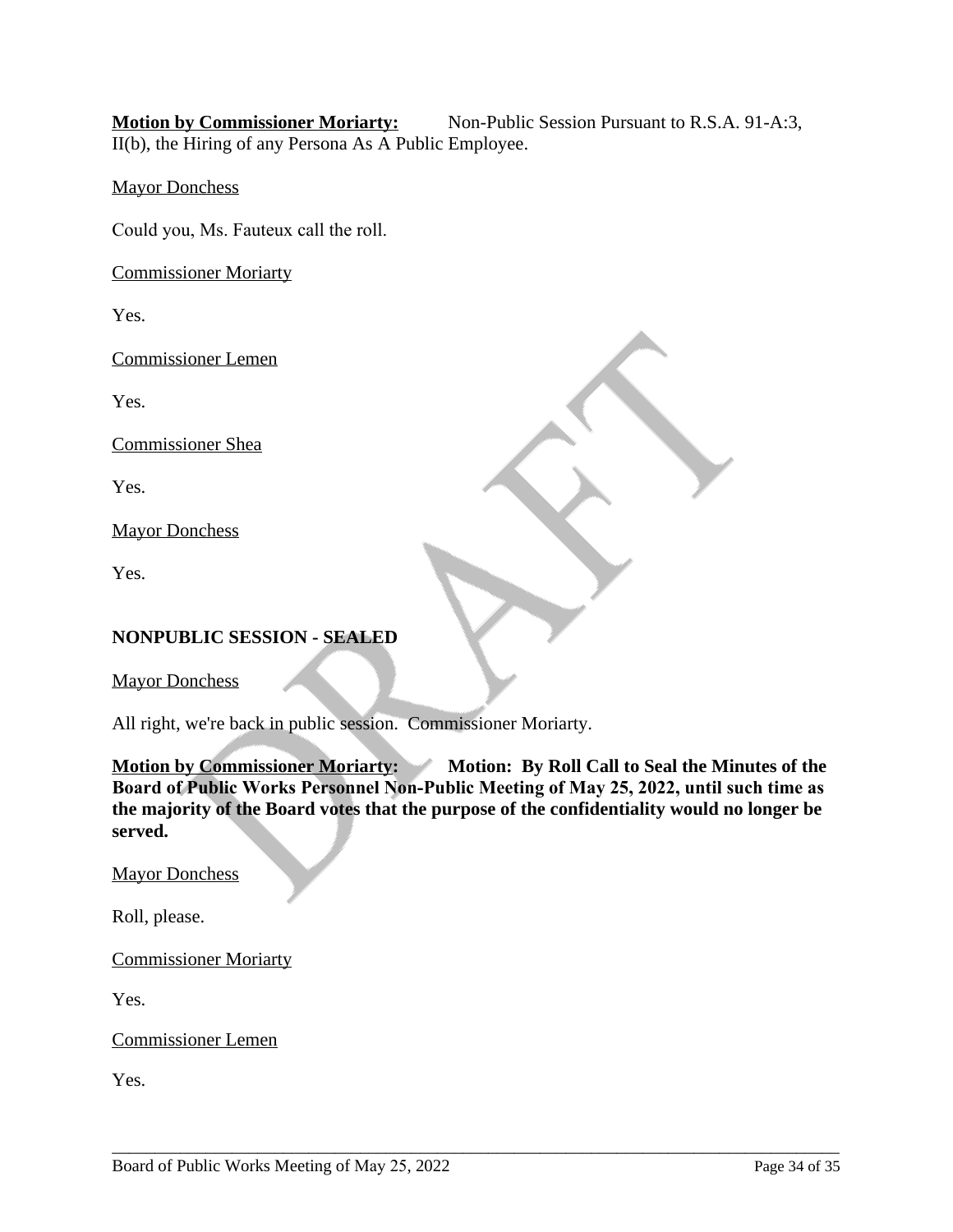**Motion by Commissioner Moriarty:** Non-Public Session Pursuant to R.S.A. 91-A:3, II(b), the Hiring of any Persona As A Public Employee.

Mayor Donchess

Could you, Ms. Fauteux call the roll.

Commissioner Moriarty

Yes.

Commissioner Lemen

Yes.

Commissioner Shea

Yes.

Mayor Donchess

Yes.

**NONPUBLIC SESSION - SEALED**

Mayor Donchess

All right, we're back in public session. Commissioner Moriarty.

**Motion by Commissioner Moriarty: Motion: By Roll Call to Seal the Minutes of the Board of Public Works Personnel Non-Public Meeting of May 25, 2022, until such time as the majority of the Board votes that the purpose of the confidentiality would no longer be served.**

Mayor Donchess

Roll, please.

Commissioner Moriarty

Yes.

Commissioner Lemen

Yes.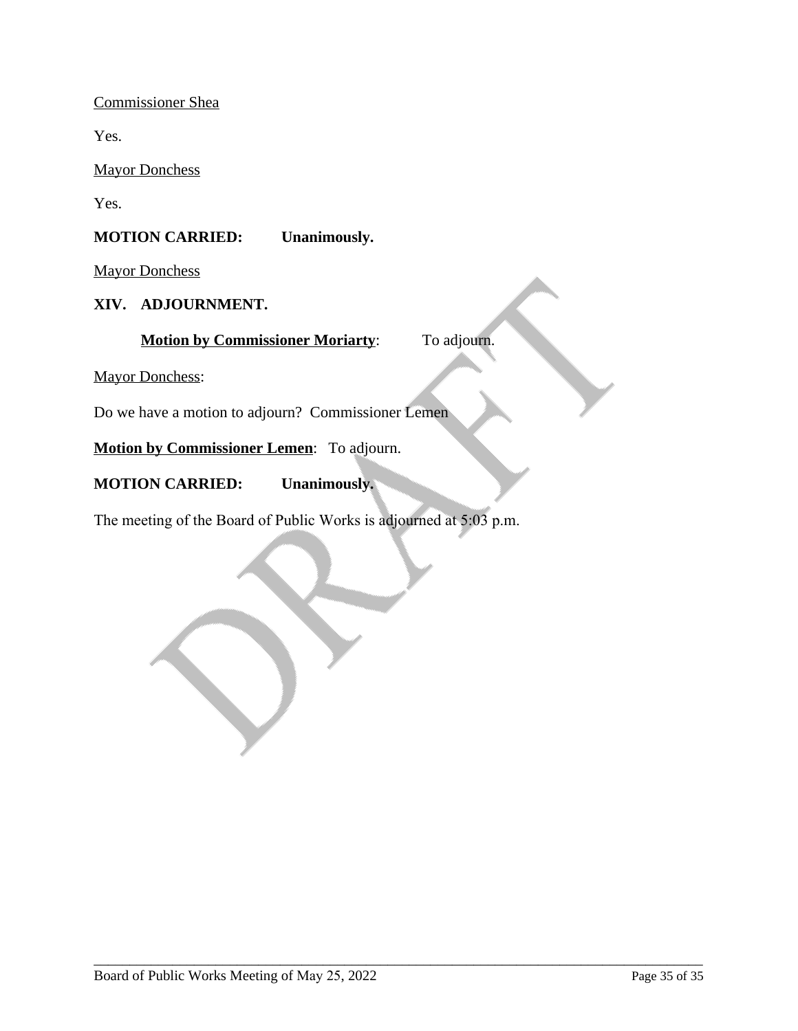Commissioner Shea

Yes.

Mayor Donchess

Yes.

**MOTION CARRIED: Unanimously.**

Mayor Donchess

**XIV. ADJOURNMENT.**

**Motion by Commissioner Moriarty**: To adjourn.

Mayor Donchess:

Do we have a motion to adjourn? Commissioner Lemen

**Motion by Commissioner Lemen**: To adjourn.

**MOTION CARRIED: Unanimously.**

The meeting of the Board of Public Works is adjourned at 5:03 p.m.